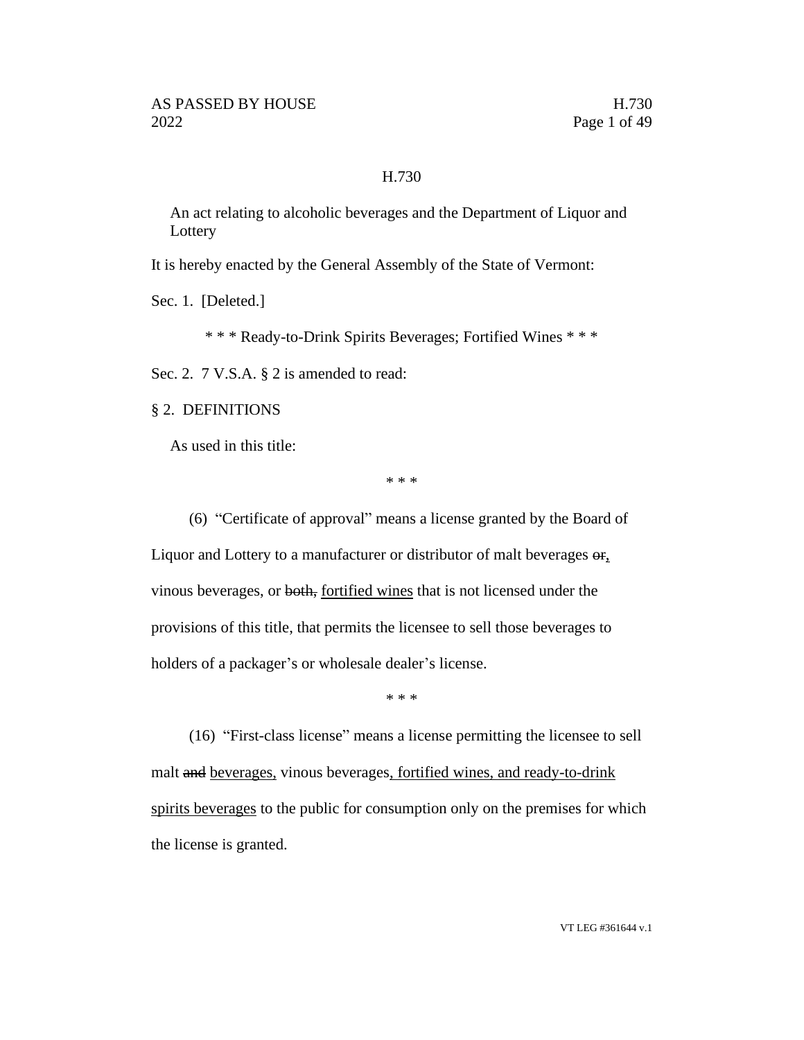# H.730

An act relating to alcoholic beverages and the Department of Liquor and Lottery

It is hereby enacted by the General Assembly of the State of Vermont:

Sec. 1. [Deleted.]

\* \* \* Ready-to-Drink Spirits Beverages; Fortified Wines \* \* \*

Sec. 2. 7 V.S.A. § 2 is amended to read:

§ 2. DEFINITIONS

As used in this title:

\* \* \*

(6) "Certificate of approval" means a license granted by the Board of Liquor and Lottery to a manufacturer or distributor of malt beverages ~~or~~, vinous beverages, or ~~both,~~ fortified wines that is not licensed under the provisions of this title, that permits the licensee to sell those beverages to holders of a packager's or wholesale dealer's license.

\* \* \*

(16) "First-class license" means a license permitting the licensee to sell malt ~~and~~ beverages, vinous beverages, fortified wines, and ready-to-drink spirits beverages to the public for consumption only on the premises for which the license is granted.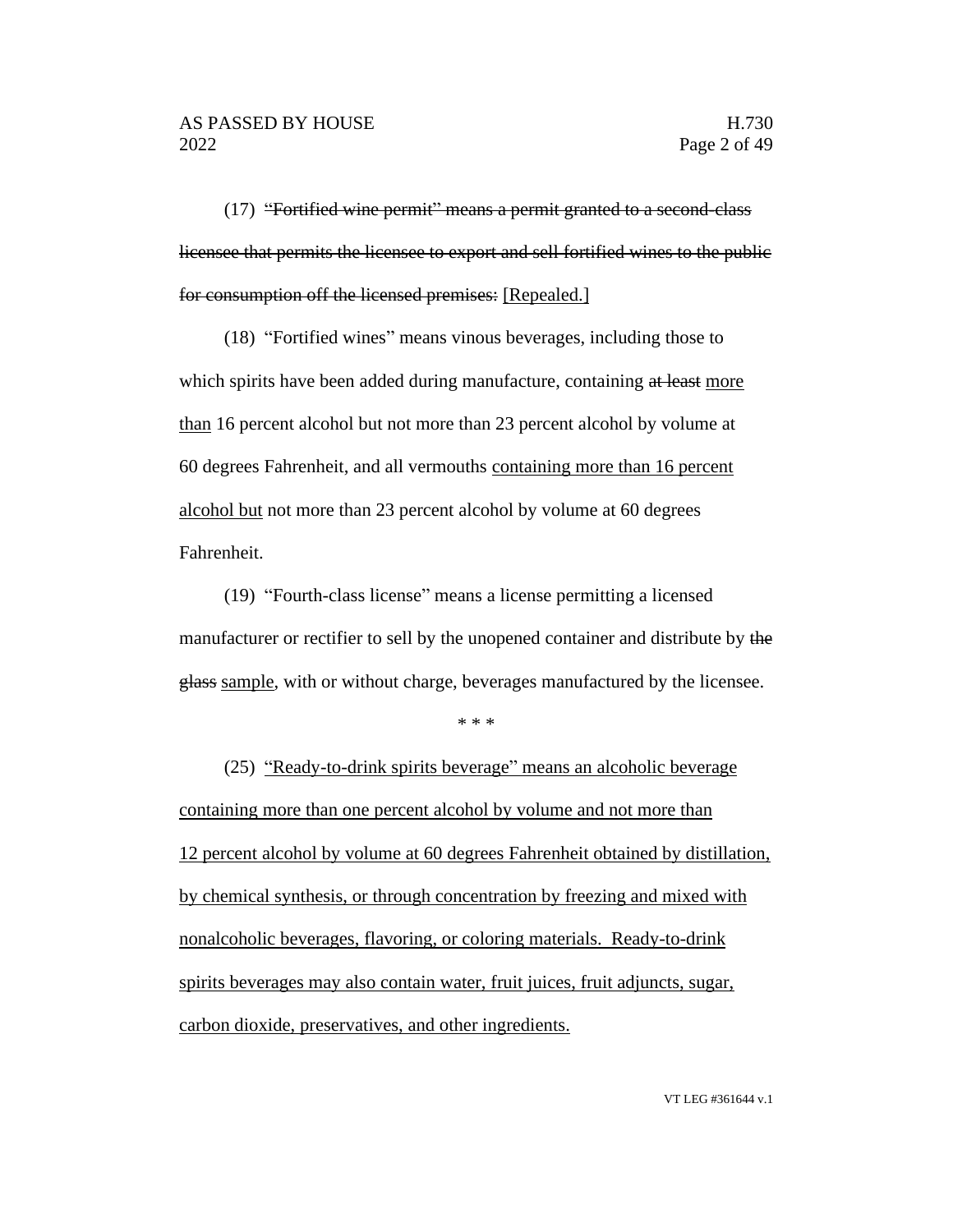(17) ~~"Fortified wine permit" means a permit granted to a second-class licensee that permits the licensee to export and sell fortified wines to the public for consumption off the licensed premises.~~ <u>[Repealed.]</u>

(18) "Fortified wines" means vinous beverages, including those to which spirits have been added during manufacture, containing ~~at least~~ <u>more than</u> 16 percent alcohol but not more than 23 percent alcohol by volume at 60 degrees Fahrenheit, and all vermouths <u>containing more than 16 percent alcohol but</u> not more than 23 percent alcohol by volume at 60 degrees Fahrenheit.

(19) "Fourth-class license" means a license permitting a licensed manufacturer or rectifier to sell by the unopened container and distribute by ~~the glass~~ <u>sample</u>, with or without charge, beverages manufactured by the licensee.

\* \* \*

(25) <u>"Ready-to-drink spirits beverage" means an alcoholic beverage containing more than one percent alcohol by volume and not more than 12 percent alcohol by volume at 60 degrees Fahrenheit obtained by distillation, by chemical synthesis, or through concentration by freezing and mixed with nonalcoholic beverages, flavoring, or coloring materials. Ready-to-drink spirits beverages may also contain water, fruit juices, fruit adjuncts, sugar, carbon dioxide, preservatives, and other ingredients.</u>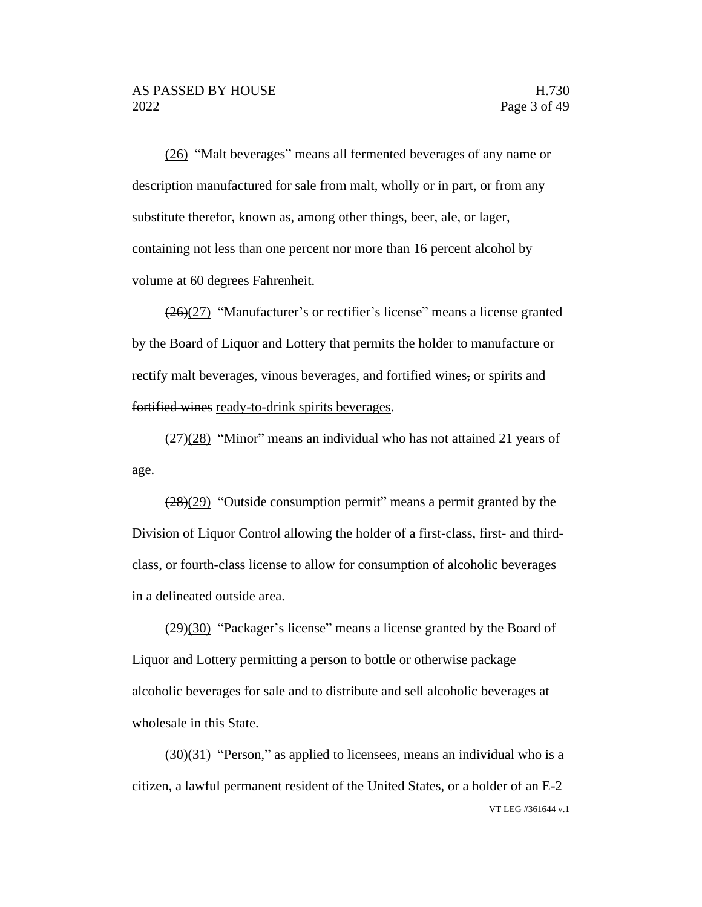<u>(26)</u> "Malt beverages" means all fermented beverages of any name or description manufactured for sale from malt, wholly or in part, or from any substitute therefor, known as, among other things, beer, ale, or lager, containing not less than one percent nor more than 16 percent alcohol by volume at 60 degrees Fahrenheit.

~~(26)~~<u>(27)</u> "Manufacturer's or rectifier's license" means a license granted by the Board of Liquor and Lottery that permits the holder to manufacture or rectify malt beverages, vinous beverages<u>,</u> and fortified wines~~,~~ or spirits and ~~fortified wines~~ <u>ready-to-drink spirits beverages</u>.

~~(27)~~<u>(28)</u> "Minor" means an individual who has not attained 21 years of age.

~~(28)~~<u>(29)</u> "Outside consumption permit" means a permit granted by the Division of Liquor Control allowing the holder of a first-class, first- and third-class, or fourth-class license to allow for consumption of alcoholic beverages in a delineated outside area.

~~(29)~~<u>(30)</u> "Packager's license" means a license granted by the Board of Liquor and Lottery permitting a person to bottle or otherwise package alcoholic beverages for sale and to distribute and sell alcoholic beverages at wholesale in this State.

~~(30)~~<u>(31)</u> "Person," as applied to licensees, means an individual who is a citizen, a lawful permanent resident of the United States, or a holder of an E-2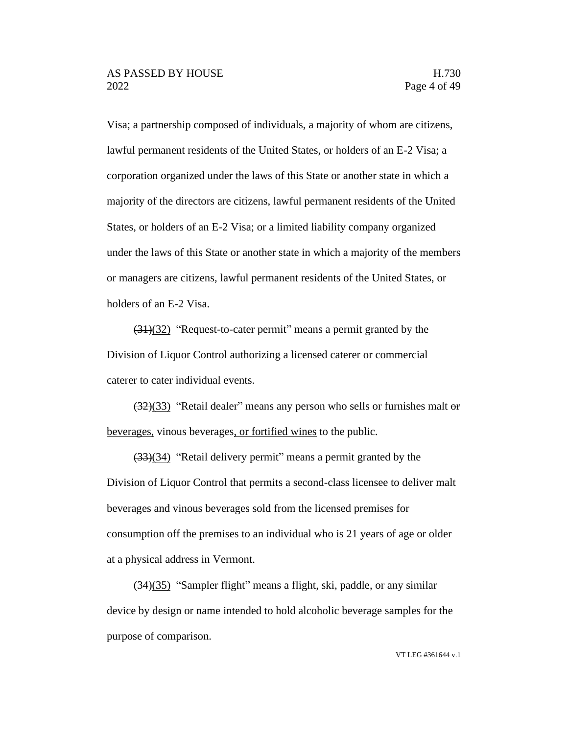Visa; a partnership composed of individuals, a majority of whom are citizens, lawful permanent residents of the United States, or holders of an E-2 Visa; a corporation organized under the laws of this State or another state in which a majority of the directors are citizens, lawful permanent residents of the United States, or holders of an E-2 Visa; or a limited liability company organized under the laws of this State or another state in which a majority of the members or managers are citizens, lawful permanent residents of the United States, or holders of an E-2 Visa.

~~(31)~~(32) "Request-to-cater permit" means a permit granted by the Division of Liquor Control authorizing a licensed caterer or commercial caterer to cater individual events.

~~(32)~~(33) "Retail dealer" means any person who sells or furnishes malt ~~or~~ beverages, vinous beverages, or fortified wines to the public.

~~(33)~~(34) "Retail delivery permit" means a permit granted by the Division of Liquor Control that permits a second-class licensee to deliver malt beverages and vinous beverages sold from the licensed premises for consumption off the premises to an individual who is 21 years of age or older at a physical address in Vermont.

~~(34)~~(35) "Sampler flight" means a flight, ski, paddle, or any similar device by design or name intended to hold alcoholic beverage samples for the purpose of comparison.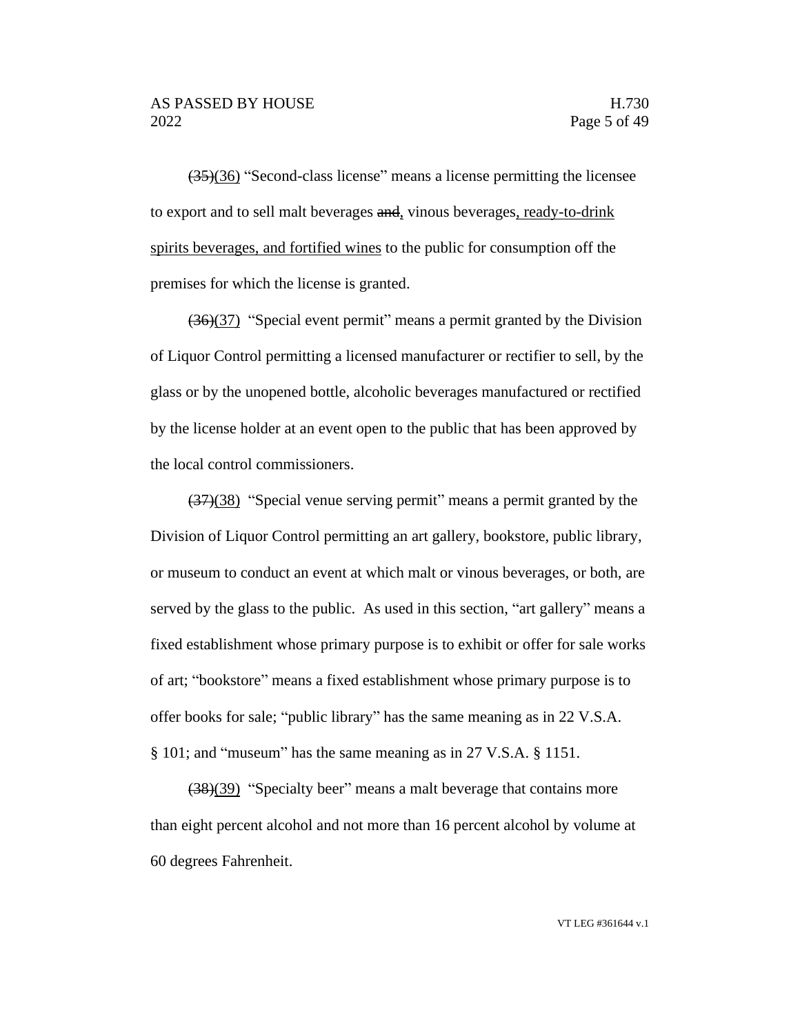~~(35)~~(36) "Second-class license" means a license permitting the licensee to export and to sell malt beverages ~~and~~, vinous beverages, ready-to-drink spirits beverages, and fortified wines to the public for consumption off the premises for which the license is granted.

~~(36)~~(37) "Special event permit" means a permit granted by the Division of Liquor Control permitting a licensed manufacturer or rectifier to sell, by the glass or by the unopened bottle, alcoholic beverages manufactured or rectified by the license holder at an event open to the public that has been approved by the local control commissioners.

~~(37)~~(38) "Special venue serving permit" means a permit granted by the Division of Liquor Control permitting an art gallery, bookstore, public library, or museum to conduct an event at which malt or vinous beverages, or both, are served by the glass to the public. As used in this section, "art gallery" means a fixed establishment whose primary purpose is to exhibit or offer for sale works of art; "bookstore" means a fixed establishment whose primary purpose is to offer books for sale; "public library" has the same meaning as in 22 V.S.A. § 101; and "museum" has the same meaning as in 27 V.S.A. § 1151.

~~(38)~~(39) "Specialty beer" means a malt beverage that contains more than eight percent alcohol and not more than 16 percent alcohol by volume at 60 degrees Fahrenheit.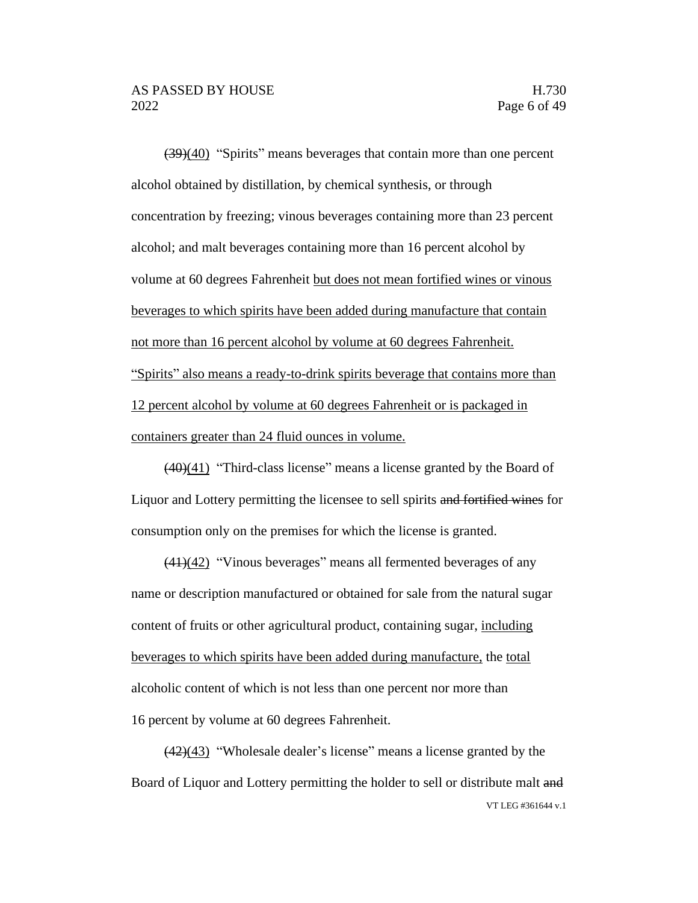~~(39)~~(40) "Spirits" means beverages that contain more than one percent alcohol obtained by distillation, by chemical synthesis, or through concentration by freezing; vinous beverages containing more than 23 percent alcohol; and malt beverages containing more than 16 percent alcohol by volume at 60 degrees Fahrenheit but does not mean fortified wines or vinous beverages to which spirits have been added during manufacture that contain not more than 16 percent alcohol by volume at 60 degrees Fahrenheit. "Spirits" also means a ready-to-drink spirits beverage that contains more than 12 percent alcohol by volume at 60 degrees Fahrenheit or is packaged in containers greater than 24 fluid ounces in volume.

~~(40)~~(41) "Third-class license" means a license granted by the Board of Liquor and Lottery permitting the licensee to sell spirits ~~and fortified wines~~ for consumption only on the premises for which the license is granted.

~~(41)~~(42) "Vinous beverages" means all fermented beverages of any name or description manufactured or obtained for sale from the natural sugar content of fruits or other agricultural product, containing sugar, including beverages to which spirits have been added during manufacture, the total alcoholic content of which is not less than one percent nor more than 16 percent by volume at 60 degrees Fahrenheit.

~~(42)~~(43) "Wholesale dealer's license" means a license granted by the Board of Liquor and Lottery permitting the holder to sell or distribute malt ~~and~~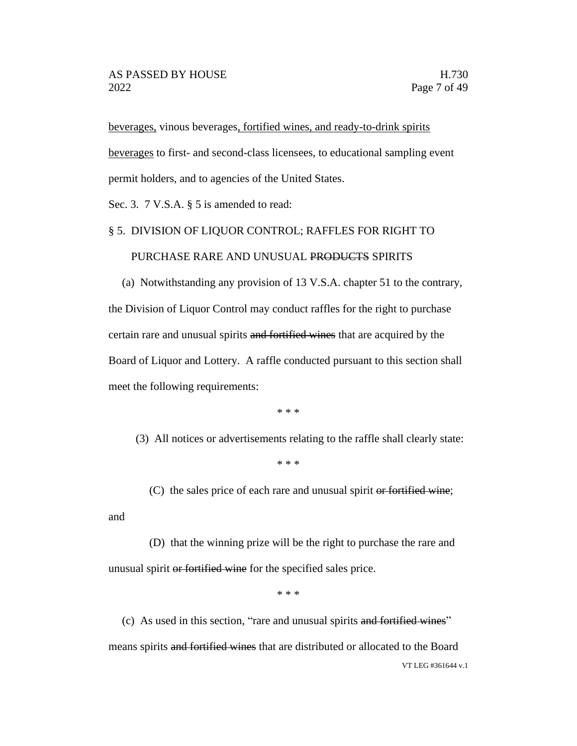<u>beverages,</u> vinous beverages<u>, fortified wines, and ready-to-drink spirits beverages</u> to first- and second-class licensees, to educational sampling event permit holders, and to agencies of the United States.

Sec. 3. 7 V.S.A. § 5 is amended to read:

§ 5. DIVISION OF LIQUOR CONTROL; RAFFLES FOR RIGHT TO PURCHASE RARE AND UNUSUAL ~~PRODUCTS~~ SPIRITS

(a) Notwithstanding any provision of 13 V.S.A. chapter 51 to the contrary, the Division of Liquor Control may conduct raffles for the right to purchase certain rare and unusual spirits ~~and fortified wines~~ that are acquired by the Board of Liquor and Lottery. A raffle conducted pursuant to this section shall meet the following requirements:

\* \* \*

(3) All notices or advertisements relating to the raffle shall clearly state:

\* \* \*

(C) the sales price of each rare and unusual spirit ~~or fortified wine~~; and

(D) that the winning prize will be the right to purchase the rare and unusual spirit ~~or fortified wine~~ for the specified sales price.

\* \* \*

(c) As used in this section, "rare and unusual spirits ~~and fortified wines~~" means spirits ~~and fortified wines~~ that are distributed or allocated to the Board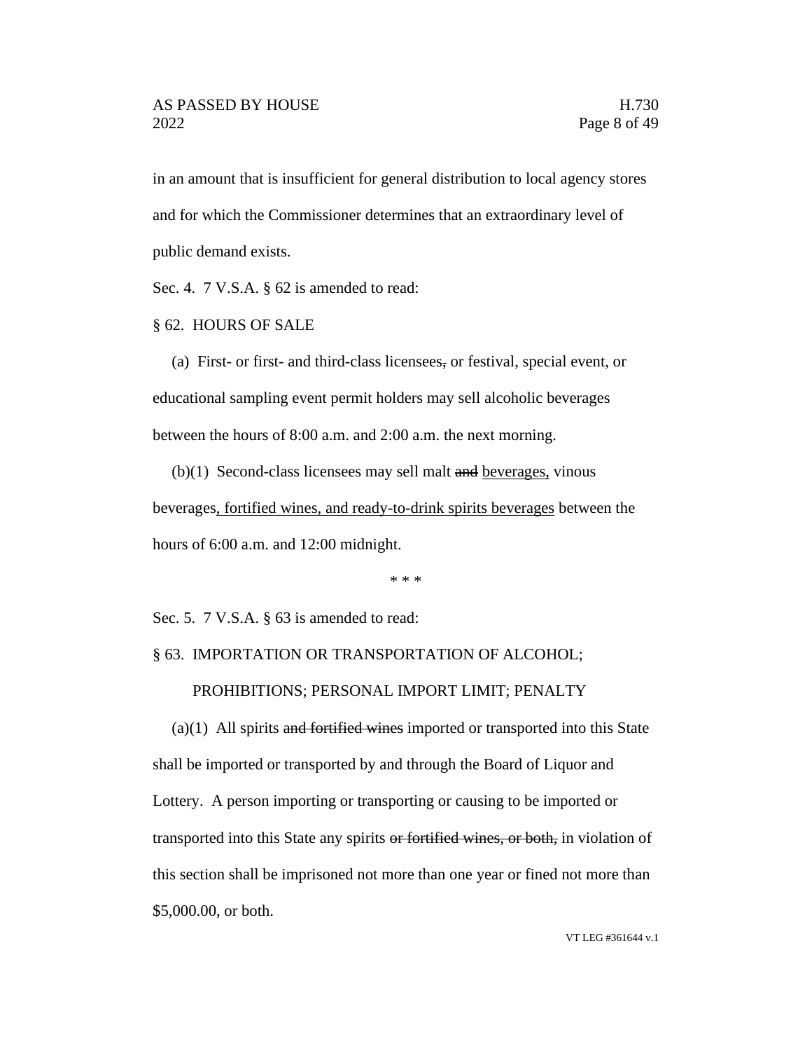in an amount that is insufficient for general distribution to local agency stores and for which the Commissioner determines that an extraordinary level of public demand exists.

Sec. 4. 7 V.S.A. § 62 is amended to read:

§ 62. HOURS OF SALE

(a) First- or first- and third-class licensees~~,~~ or festival, special event, or educational sampling event permit holders may sell alcoholic beverages between the hours of 8:00 a.m. and 2:00 a.m. the next morning.

(b)(1) Second-class licensees may sell malt ~~and~~ <u>beverages,</u> vinous beverages<u>, fortified wines, and ready-to-drink spirits beverages</u> between the hours of 6:00 a.m. and 12:00 midnight.

\* \* \*

Sec. 5. 7 V.S.A. § 63 is amended to read:

§ 63. IMPORTATION OR TRANSPORTATION OF ALCOHOL; PROHIBITIONS; PERSONAL IMPORT LIMIT; PENALTY

(a)(1) All spirits ~~and fortified wines~~ imported or transported into this State shall be imported or transported by and through the Board of Liquor and Lottery. A person importing or transporting or causing to be imported or transported into this State any spirits ~~or fortified wines, or both,~~ in violation of this section shall be imprisoned not more than one year or fined not more than $5,000.00, or both.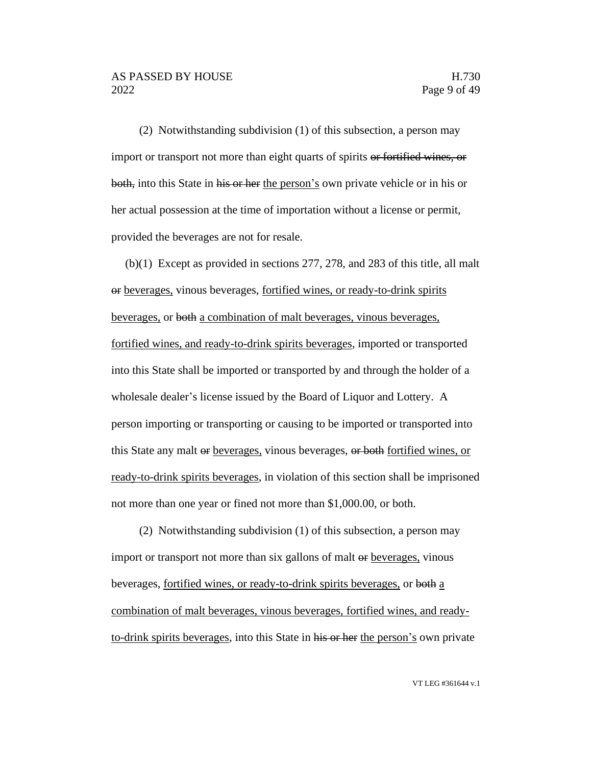(2) Notwithstanding subdivision (1) of this subsection, a person may import or transport not more than eight quarts of spirits ~~or fortified wines, or both,~~ into this State in ~~his or her~~ <u>the person's</u> own private vehicle or in his or her actual possession at the time of importation without a license or permit, provided the beverages are not for resale.

(b)(1) Except as provided in sections 277, 278, and 283 of this title, all malt ~~or~~ <u>beverages,</u> vinous beverages, <u>fortified wines, or ready-to-drink spirits beverages,</u> or ~~both~~ <u>a combination of malt beverages, vinous beverages, fortified wines, and ready-to-drink spirits beverages</u>, imported or transported into this State shall be imported or transported by and through the holder of a wholesale dealer's license issued by the Board of Liquor and Lottery. A person importing or transporting or causing to be imported or transported into this State any malt ~~or~~ <u>beverages,</u> vinous beverages, ~~or both~~ <u>fortified wines, or ready-to-drink spirits beverages</u>, in violation of this section shall be imprisoned not more than one year or fined not more than $1,000.00, or both.

(2) Notwithstanding subdivision (1) of this subsection, a person may import or transport not more than six gallons of malt ~~or~~ <u>beverages,</u> vinous beverages, <u>fortified wines, or ready-to-drink spirits beverages,</u> or ~~both~~ <u>a combination of malt beverages, vinous beverages, fortified wines, and ready-to-drink spirits beverages</u>, into this State in ~~his or her~~ <u>the person's</u> own private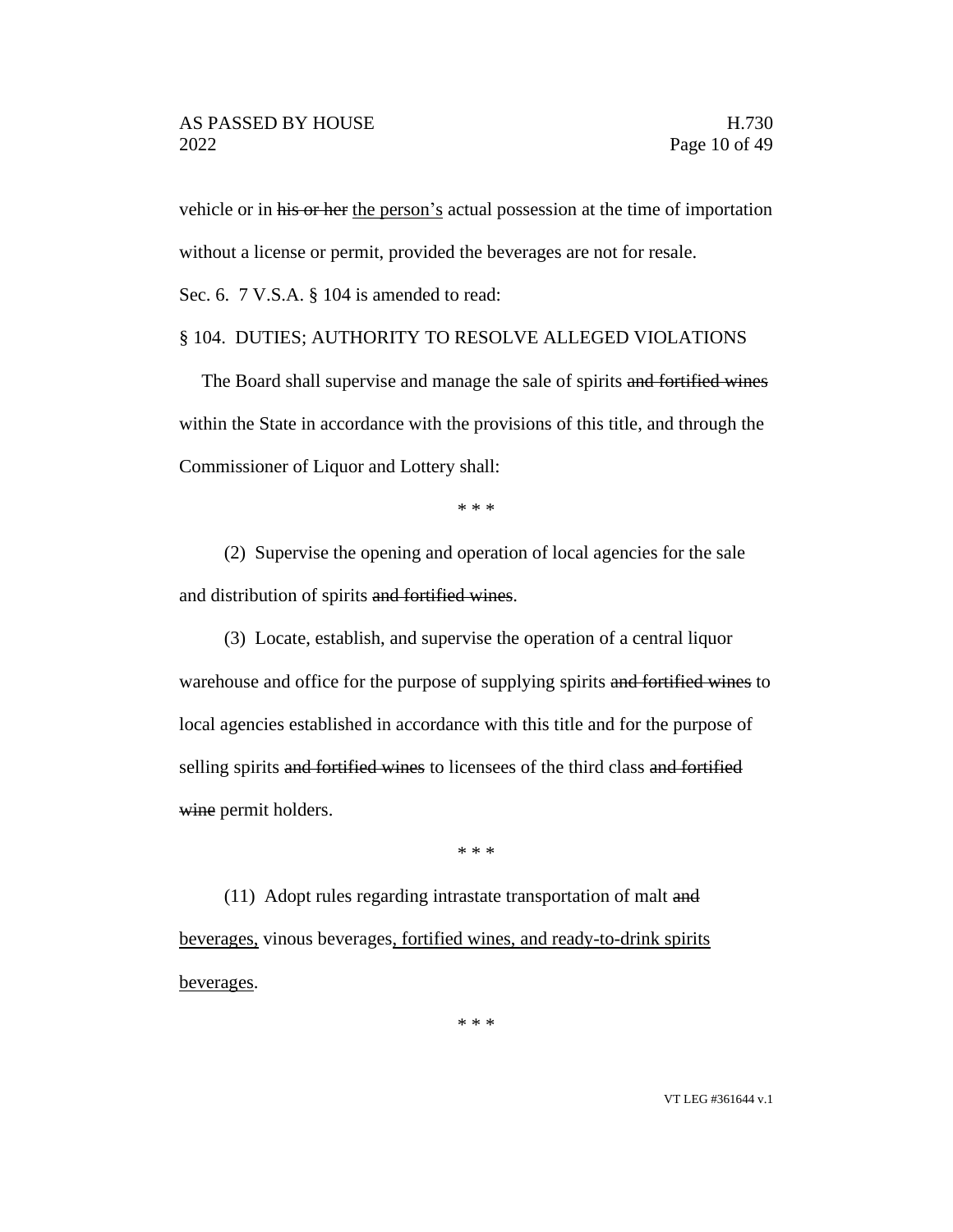vehicle or in ~~his or her~~ <u>the person's</u> actual possession at the time of importation without a license or permit, provided the beverages are not for resale.

Sec. 6. 7 V.S.A. § 104 is amended to read:

§ 104. DUTIES; AUTHORITY TO RESOLVE ALLEGED VIOLATIONS

The Board shall supervise and manage the sale of spirits ~~and fortified wines~~ within the State in accordance with the provisions of this title, and through the Commissioner of Liquor and Lottery shall:

\* \* \*

(2) Supervise the opening and operation of local agencies for the sale and distribution of spirits ~~and fortified wines~~.

(3) Locate, establish, and supervise the operation of a central liquor warehouse and office for the purpose of supplying spirits ~~and fortified wines~~ to local agencies established in accordance with this title and for the purpose of selling spirits ~~and fortified wines~~ to licensees of the third class ~~and fortified wine~~ permit holders.

\* \* \*

(11) Adopt rules regarding intrastate transportation of malt ~~and~~ <u>beverages,</u> vinous beverages<u>, fortified wines, and ready-to-drink spirits beverages</u>.

\* \* \*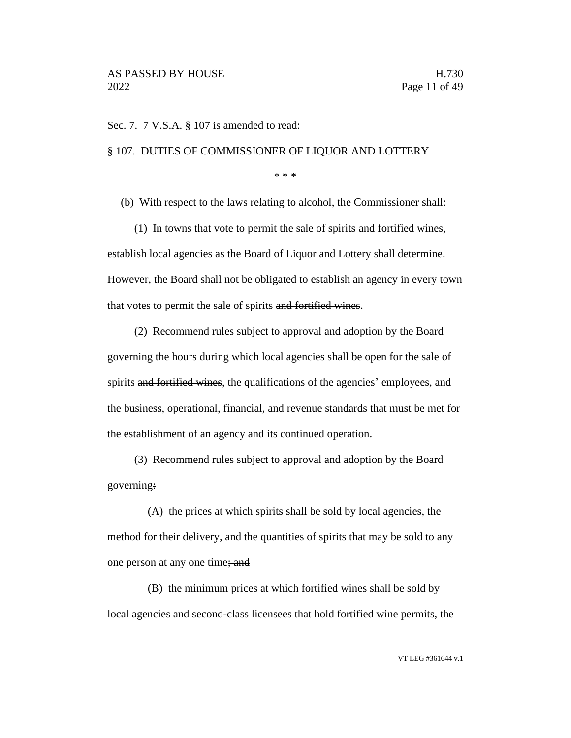Sec. 7. 7 V.S.A. § 107 is amended to read:

§ 107. DUTIES OF COMMISSIONER OF LIQUOR AND LOTTERY

\* \* \*

(b) With respect to the laws relating to alcohol, the Commissioner shall:

(1) In towns that vote to permit the sale of spirits ~~and fortified wines~~, establish local agencies as the Board of Liquor and Lottery shall determine. However, the Board shall not be obligated to establish an agency in every town that votes to permit the sale of spirits ~~and fortified wines~~.

(2) Recommend rules subject to approval and adoption by the Board governing the hours during which local agencies shall be open for the sale of spirits ~~and fortified wines~~, the qualifications of the agencies' employees, and the business, operational, financial, and revenue standards that must be met for the establishment of an agency and its continued operation.

(3) Recommend rules subject to approval and adoption by the Board governing~~:~~

~~(A)~~ the prices at which spirits shall be sold by local agencies, the method for their delivery, and the quantities of spirits that may be sold to any one person at any one time~~; and~~

~~(B) the minimum prices at which fortified wines shall be sold by local agencies and second-class licensees that hold fortified wine permits, the~~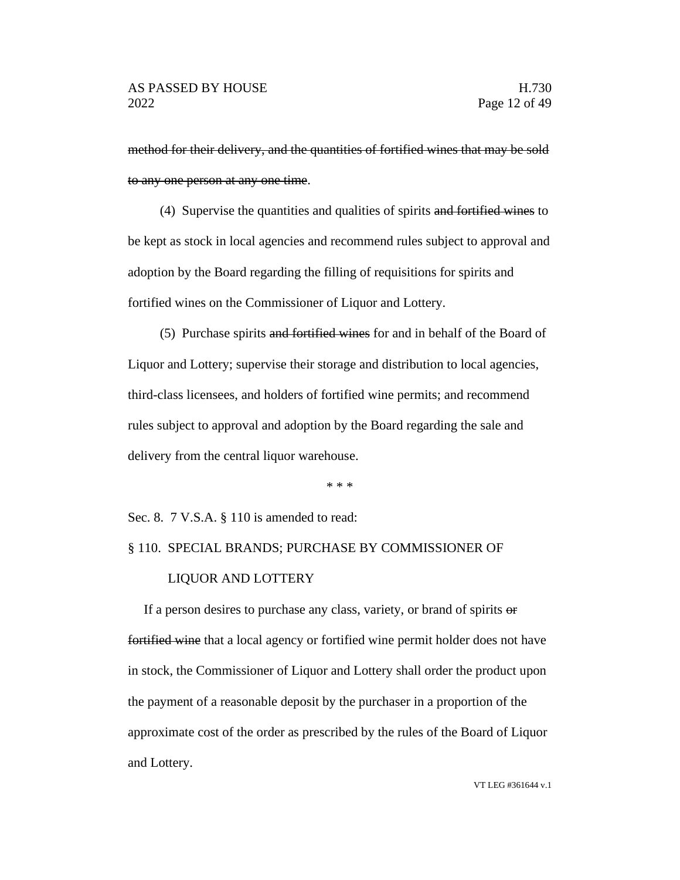~~method for their delivery, and the quantities of fortified wines that may be sold to any one person at any one time~~.

(4) Supervise the quantities and qualities of spirits ~~and fortified wines~~ to be kept as stock in local agencies and recommend rules subject to approval and adoption by the Board regarding the filling of requisitions for spirits and fortified wines on the Commissioner of Liquor and Lottery.

(5) Purchase spirits ~~and fortified wines~~ for and in behalf of the Board of Liquor and Lottery; supervise their storage and distribution to local agencies, third-class licensees, and holders of fortified wine permits; and recommend rules subject to approval and adoption by the Board regarding the sale and delivery from the central liquor warehouse.

\* \* \*

Sec. 8. 7 V.S.A. § 110 is amended to read:

§ 110. SPECIAL BRANDS; PURCHASE BY COMMISSIONER OF LIQUOR AND LOTTERY

If a person desires to purchase any class, variety, or brand of spirits ~~or fortified wine~~ that a local agency or fortified wine permit holder does not have in stock, the Commissioner of Liquor and Lottery shall order the product upon the payment of a reasonable deposit by the purchaser in a proportion of the approximate cost of the order as prescribed by the rules of the Board of Liquor and Lottery.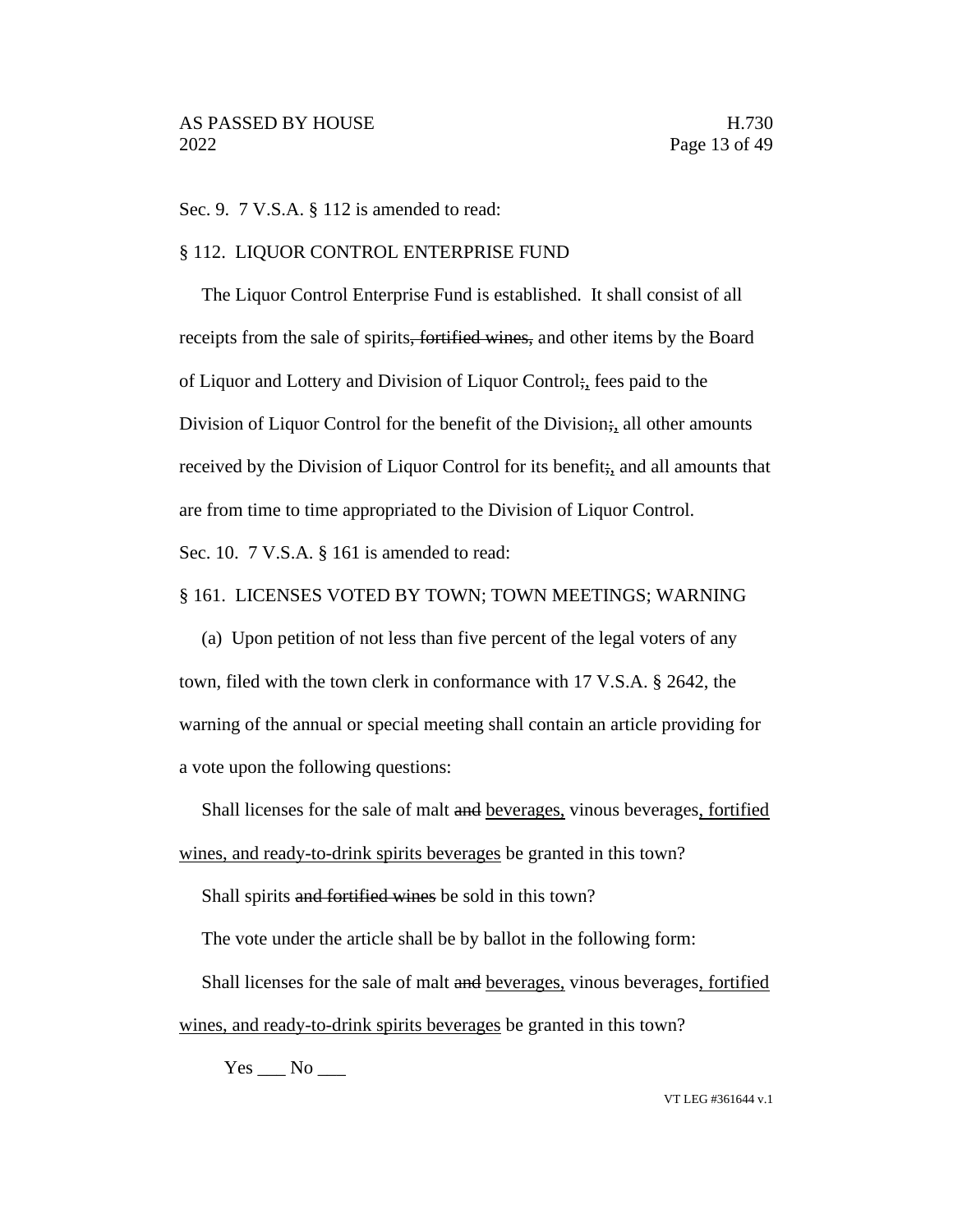Sec. 9. 7 V.S.A. § 112 is amended to read:

§ 112. LIQUOR CONTROL ENTERPRISE FUND

The Liquor Control Enterprise Fund is established. It shall consist of all receipts from the sale of spirits~~, fortified wines,~~ and other items by the Board of Liquor and Lottery and Division of Liquor Control~~;~~<u>,</u> fees paid to the Division of Liquor Control for the benefit of the Division~~;~~<u>,</u> all other amounts received by the Division of Liquor Control for its benefit~~;~~<u>,</u> and all amounts that are from time to time appropriated to the Division of Liquor Control.

Sec. 10. 7 V.S.A. § 161 is amended to read:

§ 161. LICENSES VOTED BY TOWN; TOWN MEETINGS; WARNING

(a) Upon petition of not less than five percent of the legal voters of any town, filed with the town clerk in conformance with 17 V.S.A. § 2642, the warning of the annual or special meeting shall contain an article providing for a vote upon the following questions:

Shall licenses for the sale of malt ~~and~~ <u>beverages,</u> vinous beverages<u>, fortified wines, and ready-to-drink spirits beverages</u> be granted in this town?

Shall spirits ~~and fortified wines~~ be sold in this town?

The vote under the article shall be by ballot in the following form:

Shall licenses for the sale of malt ~~and~~ <u>beverages,</u> vinous beverages<u>, fortified wines, and ready-to-drink spirits beverages</u> be granted in this town?

Yes ___ No ___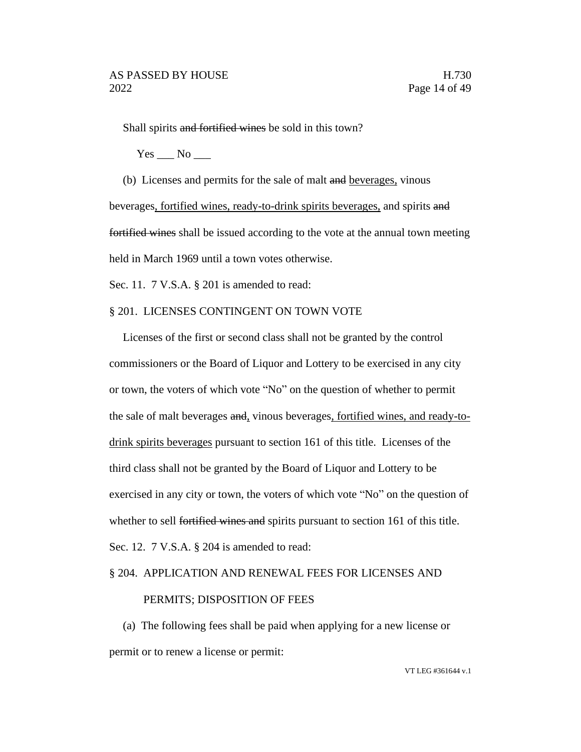Shall spirits ~~and fortified wines~~ be sold in this town?

Yes ___ No ___

(b) Licenses and permits for the sale of malt ~~and~~ <u>beverages,</u> vinous beverages<u>, fortified wines, ready-to-drink spirits beverages,</u> and spirits ~~and fortified wines~~ shall be issued according to the vote at the annual town meeting held in March 1969 until a town votes otherwise.

Sec. 11. 7 V.S.A. § 201 is amended to read:

§ 201. LICENSES CONTINGENT ON TOWN VOTE

Licenses of the first or second class shall not be granted by the control commissioners or the Board of Liquor and Lottery to be exercised in any city or town, the voters of which vote "No" on the question of whether to permit the sale of malt beverages ~~and~~<u>,</u> vinous beverages<u>, fortified wines, and ready-to-drink spirits beverages</u> pursuant to section 161 of this title. Licenses of the third class shall not be granted by the Board of Liquor and Lottery to be exercised in any city or town, the voters of which vote "No" on the question of whether to sell ~~fortified wines and~~ spirits pursuant to section 161 of this title.

Sec. 12. 7 V.S.A. § 204 is amended to read:

§ 204. APPLICATION AND RENEWAL FEES FOR LICENSES AND PERMITS; DISPOSITION OF FEES

(a) The following fees shall be paid when applying for a new license or permit or to renew a license or permit: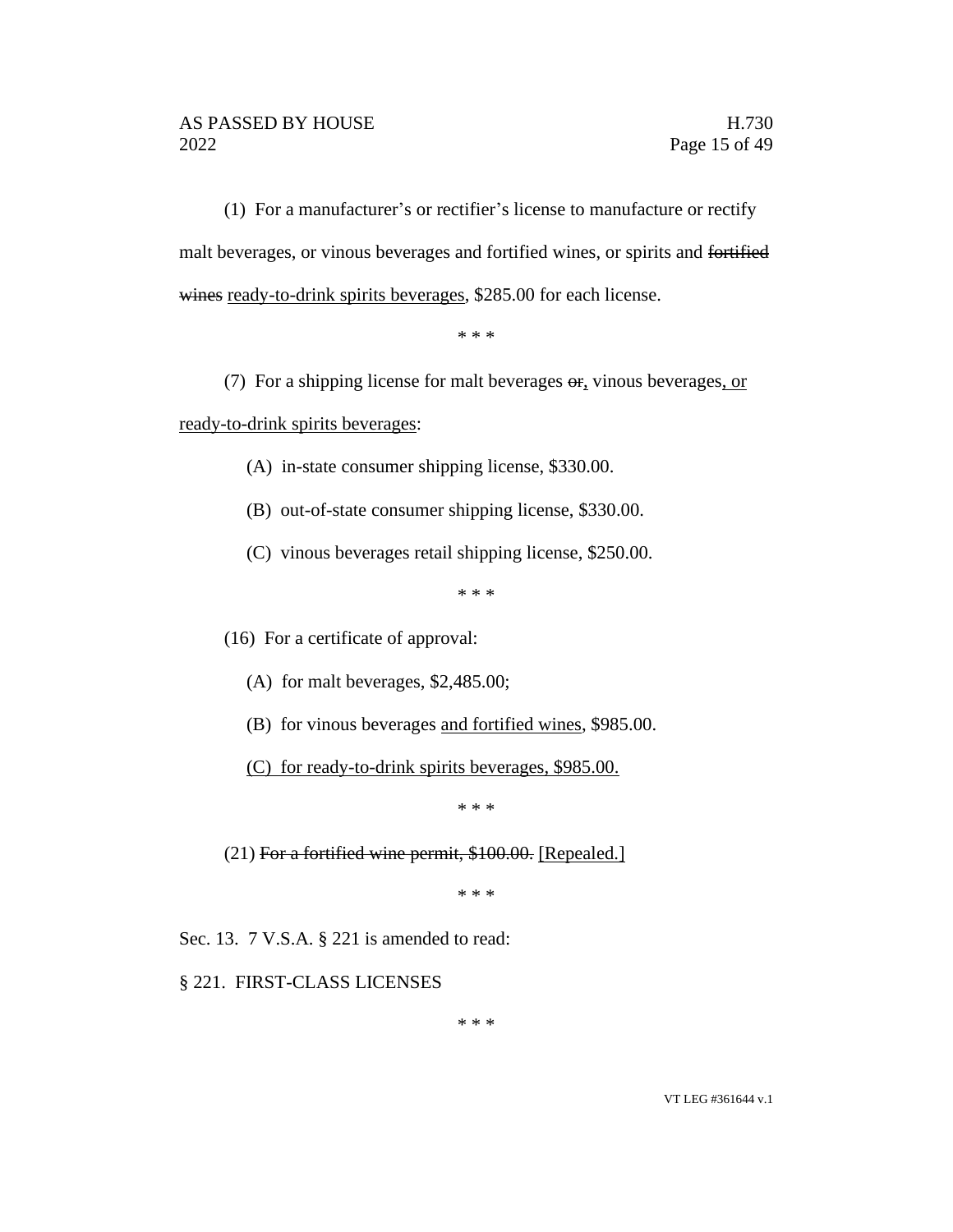(1) For a manufacturer's or rectifier's license to manufacture or rectify malt beverages, or vinous beverages and fortified wines, or spirits and ~~fortified wines~~ <u>ready-to-drink spirits beverages</u>, $285.00 for each license.

\* \* \*

(7) For a shipping license for malt beverages ~~or~~<u>,</u> vinous beverages<u>, or ready-to-drink spirits beverages</u>:

(A) in-state consumer shipping license, $330.00.

(B) out-of-state consumer shipping license, $330.00.

(C) vinous beverages retail shipping license, $250.00.

\* \* \*

(16) For a certificate of approval:

(A) for malt beverages, $2,485.00;

(B) for vinous beverages <u>and fortified wines</u>, $985.00.

<u>(C) for ready-to-drink spirits beverages, $985.00.</u>

\* \* \*

(21) ~~For a fortified wine permit, $100.00.~~ <u>[Repealed.]</u>

\* \* \*

Sec. 13. 7 V.S.A. § 221 is amended to read:

§ 221. FIRST-CLASS LICENSES

\* \* \*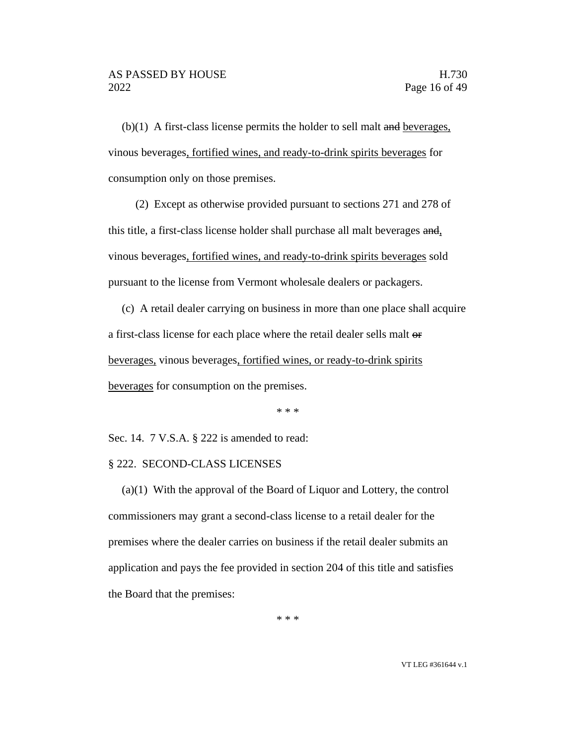(b)(1) A first-class license permits the holder to sell malt ~~and~~ beverages, vinous beverages, fortified wines, and ready-to-drink spirits beverages for consumption only on those premises.

(2) Except as otherwise provided pursuant to sections 271 and 278 of this title, a first-class license holder shall purchase all malt beverages ~~and~~, vinous beverages, fortified wines, and ready-to-drink spirits beverages sold pursuant to the license from Vermont wholesale dealers or packagers.

(c) A retail dealer carrying on business in more than one place shall acquire a first-class license for each place where the retail dealer sells malt ~~or~~ beverages, vinous beverages, fortified wines, or ready-to-drink spirits beverages for consumption on the premises.

\* \* \*

Sec. 14. 7 V.S.A. § 222 is amended to read:

§ 222. SECOND-CLASS LICENSES

(a)(1) With the approval of the Board of Liquor and Lottery, the control commissioners may grant a second-class license to a retail dealer for the premises where the dealer carries on business if the retail dealer submits an application and pays the fee provided in section 204 of this title and satisfies the Board that the premises:

\* \* \*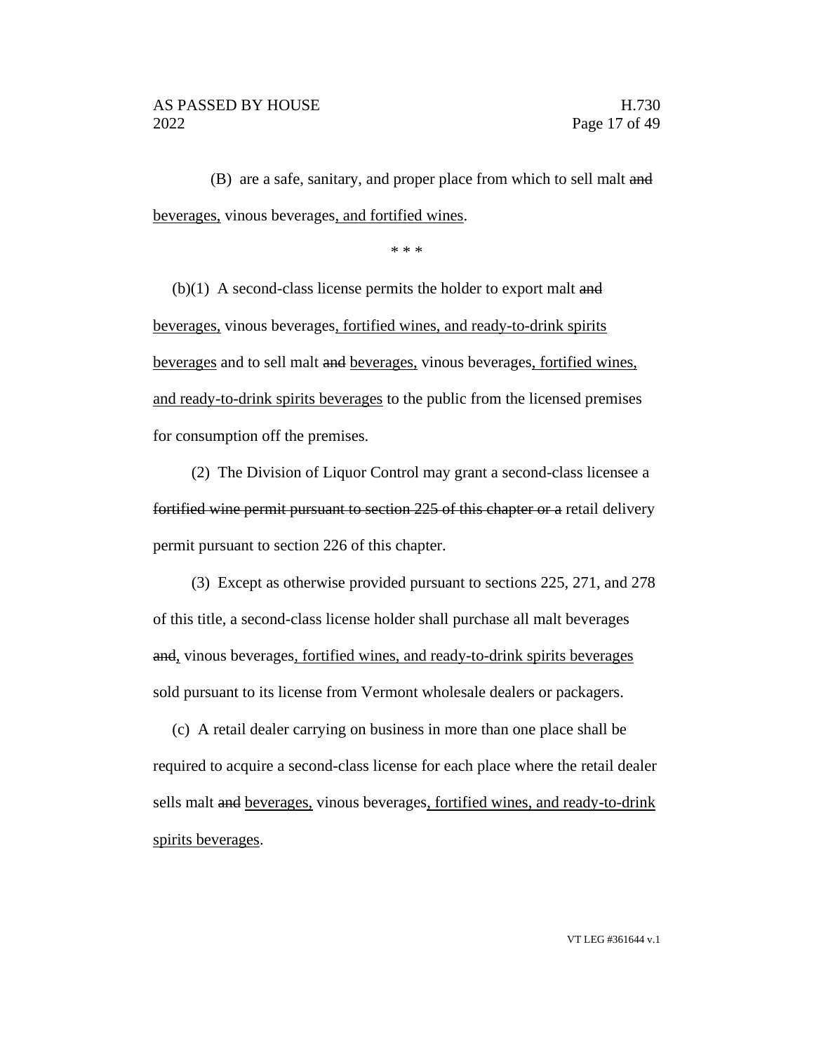(B) are a safe, sanitary, and proper place from which to sell malt ~~and~~ <u>beverages,</u> vinous beverages<u>, and fortified wines</u>.

\* \* \*

(b)(1) A second-class license permits the holder to export malt ~~and~~ <u>beverages,</u> vinous beverages<u>, fortified wines, and ready-to-drink spirits beverages</u> and to sell malt ~~and~~ <u>beverages,</u> vinous beverages<u>, fortified wines, and ready-to-drink spirits beverages</u> to the public from the licensed premises for consumption off the premises.

(2) The Division of Liquor Control may grant a second-class licensee a ~~fortified wine permit pursuant to section 225 of this chapter or a~~ retail delivery permit pursuant to section 226 of this chapter.

(3) Except as otherwise provided pursuant to sections 225, 271, and 278 of this title, a second-class license holder shall purchase all malt beverages ~~and~~<u>,</u> vinous beverages<u>, fortified wines, and ready-to-drink spirits beverages</u> sold pursuant to its license from Vermont wholesale dealers or packagers.

(c) A retail dealer carrying on business in more than one place shall be required to acquire a second-class license for each place where the retail dealer sells malt ~~and~~ <u>beverages,</u> vinous beverages<u>, fortified wines, and ready-to-drink spirits beverages</u>.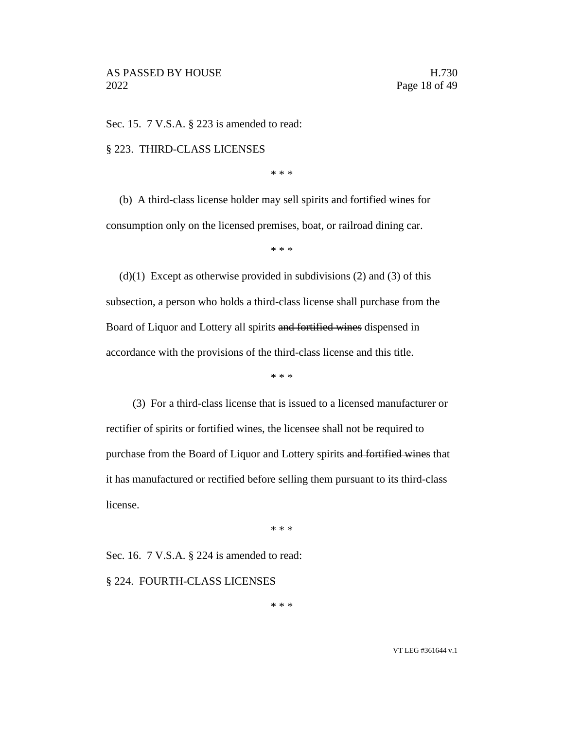Sec. 15. 7 V.S.A. § 223 is amended to read:

§ 223. THIRD-CLASS LICENSES

\* \* \*

(b) A third-class license holder may sell spirits ~~and fortified wines~~ for consumption only on the licensed premises, boat, or railroad dining car.

\* \* \*

(d)(1) Except as otherwise provided in subdivisions (2) and (3) of this subsection, a person who holds a third-class license shall purchase from the Board of Liquor and Lottery all spirits ~~and fortified wines~~ dispensed in accordance with the provisions of the third-class license and this title.

\* \* \*

(3) For a third-class license that is issued to a licensed manufacturer or rectifier of spirits or fortified wines, the licensee shall not be required to purchase from the Board of Liquor and Lottery spirits ~~and fortified wines~~ that it has manufactured or rectified before selling them pursuant to its third-class license.

\* \* \*

Sec. 16. 7 V.S.A. § 224 is amended to read:

§ 224. FOURTH-CLASS LICENSES

\* \* \*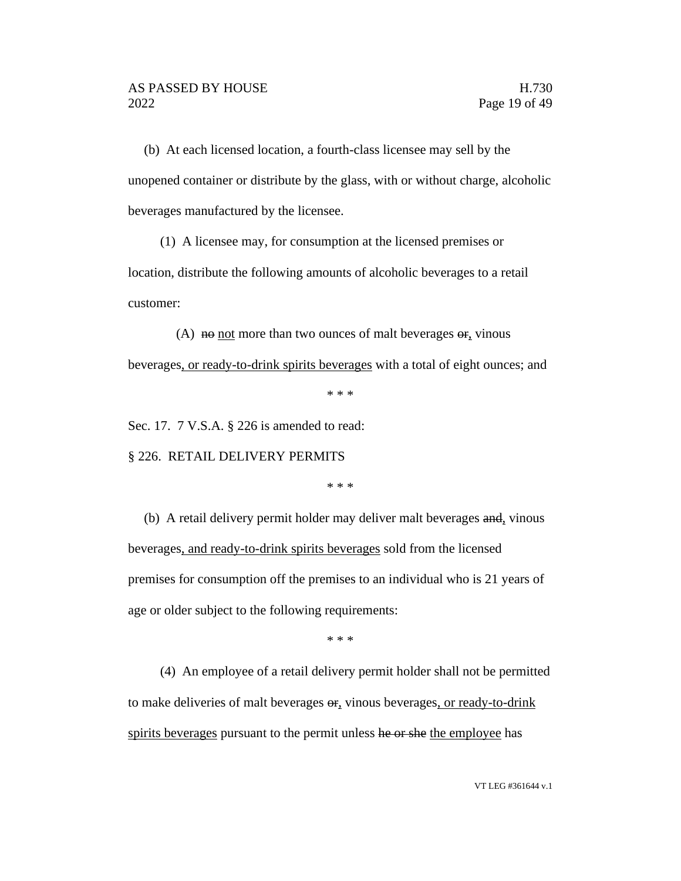(b) At each licensed location, a fourth-class licensee may sell by the unopened container or distribute by the glass, with or without charge, alcoholic beverages manufactured by the licensee.

(1) A licensee may, for consumption at the licensed premises or location, distribute the following amounts of alcoholic beverages to a retail customer:

(A) ~~no~~ <u>not</u> more than two ounces of malt beverages ~~or~~<u>,</u> vinous beverages<u>, or ready-to-drink spirits beverages</u> with a total of eight ounces; and

\* \* \*

Sec. 17. 7 V.S.A. § 226 is amended to read:

§ 226. RETAIL DELIVERY PERMITS

\* \* \*

(b) A retail delivery permit holder may deliver malt beverages ~~and~~<u>,</u> vinous beverages<u>, and ready-to-drink spirits beverages</u> sold from the licensed premises for consumption off the premises to an individual who is 21 years of age or older subject to the following requirements:

\* \* \*

(4) An employee of a retail delivery permit holder shall not be permitted to make deliveries of malt beverages ~~or~~<u>,</u> vinous beverages<u>, or ready-to-drink spirits beverages</u> pursuant to the permit unless ~~he or she~~ <u>the employee</u> has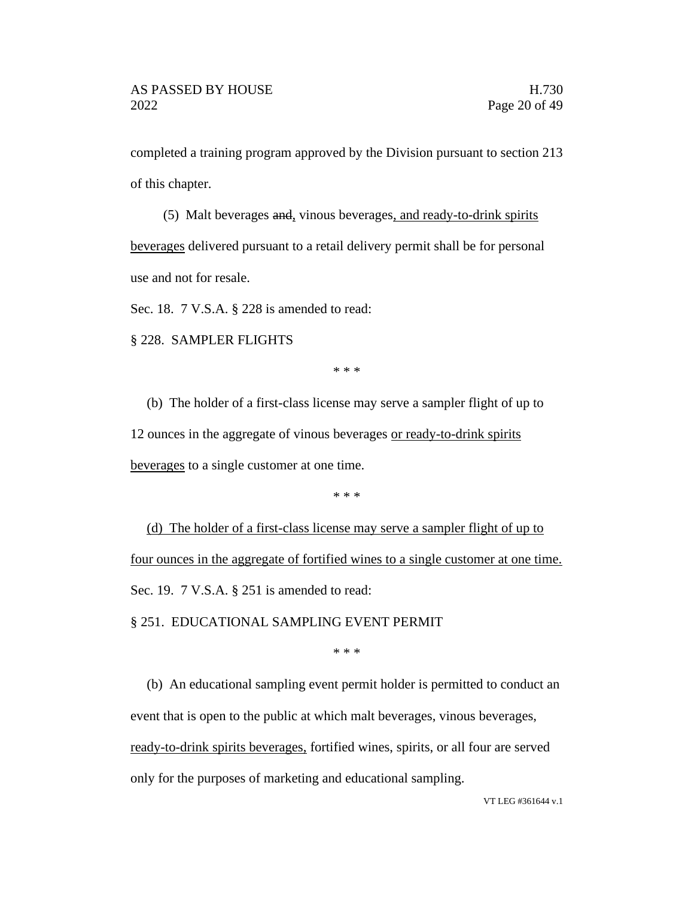completed a training program approved by the Division pursuant to section 213 of this chapter.

(5) Malt beverages ~~and~~, vinous beverages, and ready-to-drink spirits beverages delivered pursuant to a retail delivery permit shall be for personal use and not for resale.

Sec. 18. 7 V.S.A. § 228 is amended to read:

§ 228. SAMPLER FLIGHTS

\* \* \*

(b) The holder of a first-class license may serve a sampler flight of up to 12 ounces in the aggregate of vinous beverages or ready-to-drink spirits beverages to a single customer at one time.

\* \* \*

(d) The holder of a first-class license may serve a sampler flight of up to four ounces in the aggregate of fortified wines to a single customer at one time.

Sec. 19. 7 V.S.A. § 251 is amended to read:

§ 251. EDUCATIONAL SAMPLING EVENT PERMIT

\* \* \*

(b) An educational sampling event permit holder is permitted to conduct an event that is open to the public at which malt beverages, vinous beverages, ready-to-drink spirits beverages, fortified wines, spirits, or all four are served only for the purposes of marketing and educational sampling.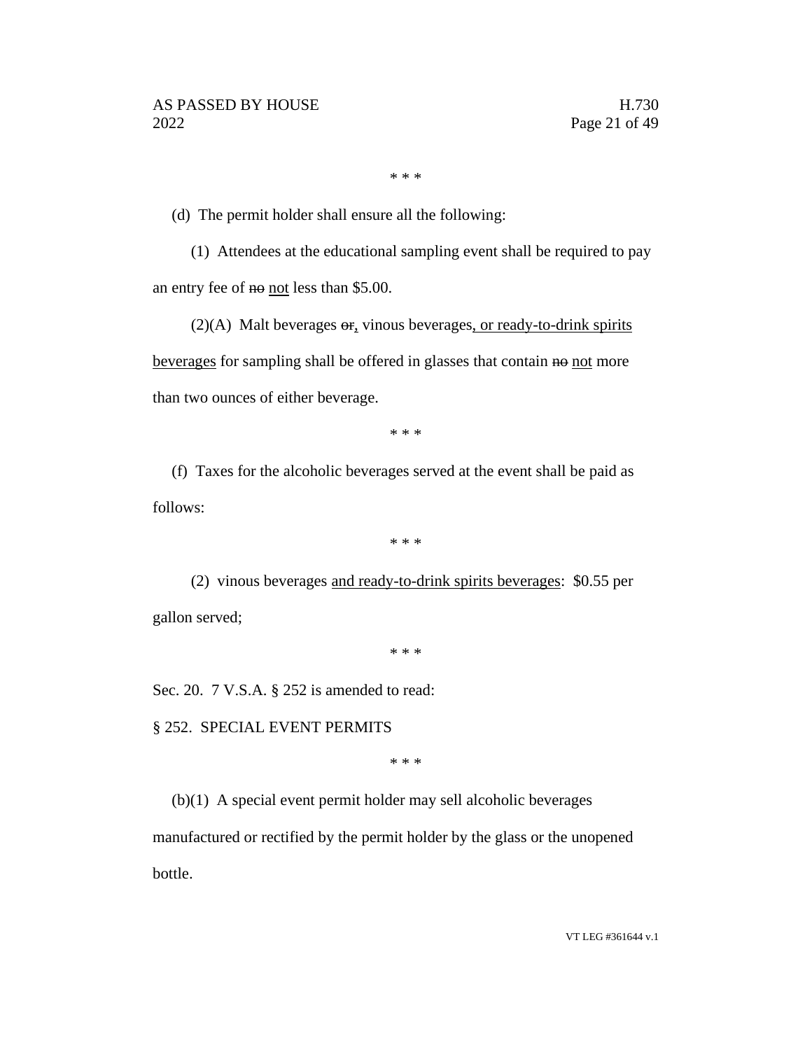\* \* \*

(d) The permit holder shall ensure all the following:

(1) Attendees at the educational sampling event shall be required to pay an entry fee of ~~no~~ <u>not</u> less than $5.00.

(2)(A) Malt beverages ~~or~~<u>,</u> vinous beverages<u>, or ready-to-drink spirits beverages</u> for sampling shall be offered in glasses that contain ~~no~~ <u>not</u> more than two ounces of either beverage.

\* \* \*

(f) Taxes for the alcoholic beverages served at the event shall be paid as follows:

\* \* \*

(2) vinous beverages <u>and ready-to-drink spirits beverages</u>: $0.55 per gallon served;

\* \* \*

Sec. 20. 7 V.S.A. § 252 is amended to read:

§ 252. SPECIAL EVENT PERMITS

\* \* \*

(b)(1) A special event permit holder may sell alcoholic beverages manufactured or rectified by the permit holder by the glass or the unopened bottle.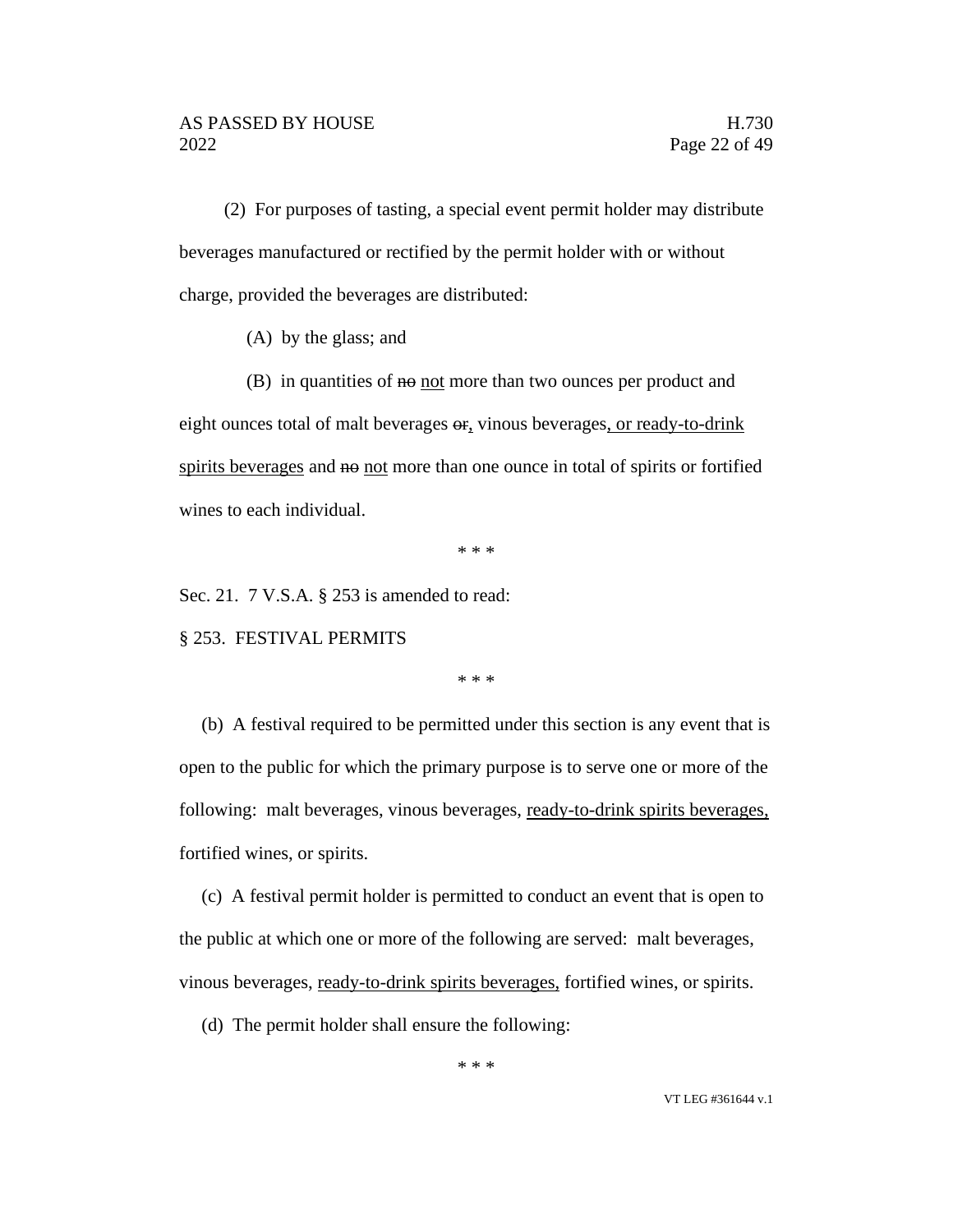(2) For purposes of tasting, a special event permit holder may distribute beverages manufactured or rectified by the permit holder with or without charge, provided the beverages are distributed:

(A) by the glass; and

(B) in quantities of ~~no~~ <u>not</u> more than two ounces per product and eight ounces total of malt beverages ~~or~~<u>,</u> vinous beverages<u>, or ready-to-drink spirits beverages</u> and ~~no~~ <u>not</u> more than one ounce in total of spirits or fortified wines to each individual.

\* \* \*

Sec. 21. 7 V.S.A. § 253 is amended to read:

§ 253. FESTIVAL PERMITS

\* \* \*

(b) A festival required to be permitted under this section is any event that is open to the public for which the primary purpose is to serve one or more of the following: malt beverages, vinous beverages, <u>ready-to-drink spirits beverages,</u> fortified wines, or spirits.

(c) A festival permit holder is permitted to conduct an event that is open to the public at which one or more of the following are served: malt beverages, vinous beverages, <u>ready-to-drink spirits beverages,</u> fortified wines, or spirits.

(d) The permit holder shall ensure the following:

\* \* \*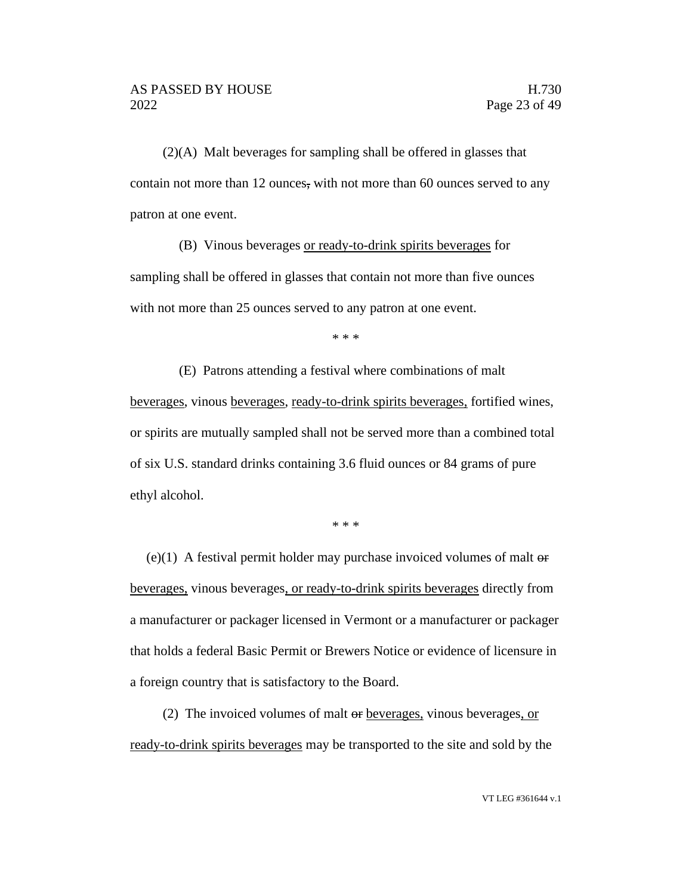(2)(A) Malt beverages for sampling shall be offered in glasses that contain not more than 12 ounces~~,~~ with not more than 60 ounces served to any patron at one event.

(B) Vinous beverages <u>or ready-to-drink spirits beverages</u> for sampling shall be offered in glasses that contain not more than five ounces with not more than 25 ounces served to any patron at one event.

\* \* \*

(E) Patrons attending a festival where combinations of malt <u>beverages</u>, vinous <u>beverages</u>, <u>ready-to-drink spirits beverages,</u> fortified wines, or spirits are mutually sampled shall not be served more than a combined total of six U.S. standard drinks containing 3.6 fluid ounces or 84 grams of pure ethyl alcohol.

\* \* \*

(e)(1) A festival permit holder may purchase invoiced volumes of malt ~~or~~ <u>beverages,</u> vinous beverages<u>, or ready-to-drink spirits beverages</u> directly from a manufacturer or packager licensed in Vermont or a manufacturer or packager that holds a federal Basic Permit or Brewers Notice or evidence of licensure in a foreign country that is satisfactory to the Board.

(2) The invoiced volumes of malt ~~or~~ <u>beverages,</u> vinous beverages<u>, or ready-to-drink spirits beverages</u> may be transported to the site and sold by the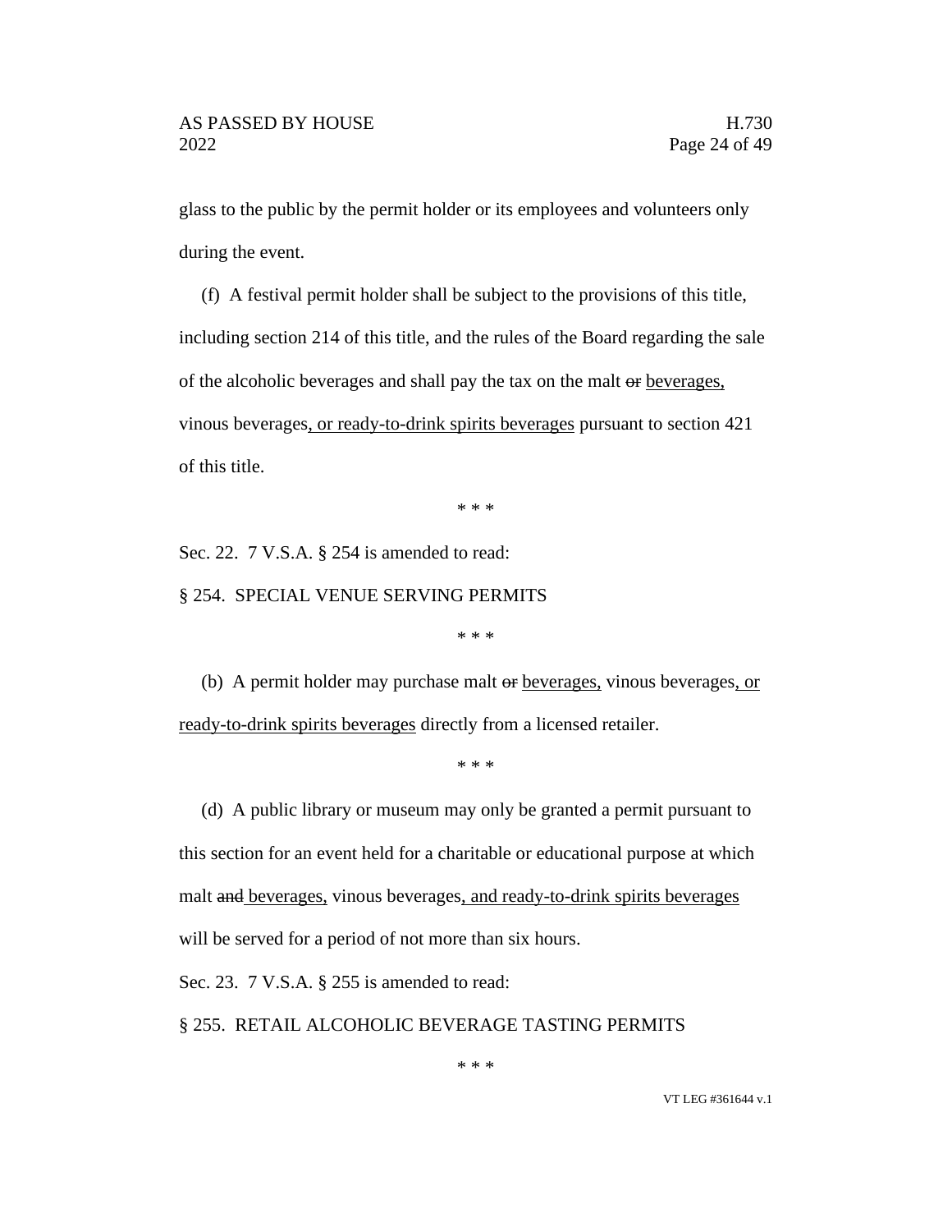glass to the public by the permit holder or its employees and volunteers only during the event.

(f) A festival permit holder shall be subject to the provisions of this title, including section 214 of this title, and the rules of the Board regarding the sale of the alcoholic beverages and shall pay the tax on the malt ~~or~~ beverages, vinous beverages, or ready-to-drink spirits beverages pursuant to section 421 of this title.

\* \* \*

Sec. 22. 7 V.S.A. § 254 is amended to read:

§ 254. SPECIAL VENUE SERVING PERMITS

\* \* \*

(b) A permit holder may purchase malt ~~or~~ beverages, vinous beverages, or ready-to-drink spirits beverages directly from a licensed retailer.

\* \* \*

(d) A public library or museum may only be granted a permit pursuant to this section for an event held for a charitable or educational purpose at which malt ~~and~~ beverages, vinous beverages, and ready-to-drink spirits beverages will be served for a period of not more than six hours.

Sec. 23. 7 V.S.A. § 255 is amended to read:

§ 255. RETAIL ALCOHOLIC BEVERAGE TASTING PERMITS

\* \* \*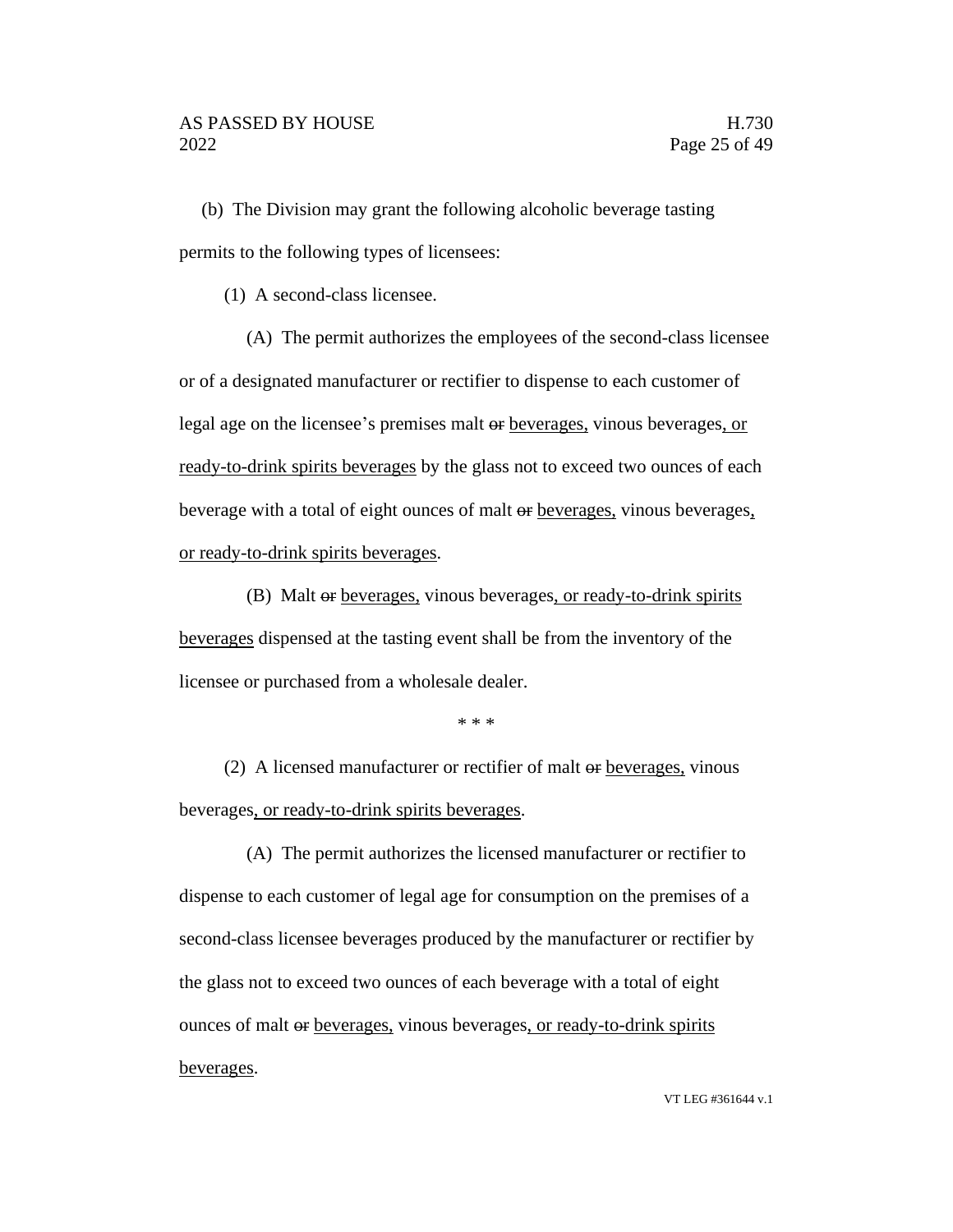(b) The Division may grant the following alcoholic beverage tasting permits to the following types of licensees:

(1) A second-class licensee.

(A) The permit authorizes the employees of the second-class licensee or of a designated manufacturer or rectifier to dispense to each customer of legal age on the licensee's premises malt ~~or~~ <u>beverages,</u> vinous beverages<u>, or ready-to-drink spirits beverages</u> by the glass not to exceed two ounces of each beverage with a total of eight ounces of malt ~~or~~ <u>beverages,</u> vinous beverages<u>, or ready-to-drink spirits beverages</u>.

(B) Malt ~~or~~ <u>beverages,</u> vinous beverages<u>, or ready-to-drink spirits beverages</u> dispensed at the tasting event shall be from the inventory of the licensee or purchased from a wholesale dealer.

\* \* \*

(2) A licensed manufacturer or rectifier of malt ~~or~~ <u>beverages,</u> vinous beverages<u>, or ready-to-drink spirits beverages</u>.

(A) The permit authorizes the licensed manufacturer or rectifier to dispense to each customer of legal age for consumption on the premises of a second-class licensee beverages produced by the manufacturer or rectifier by the glass not to exceed two ounces of each beverage with a total of eight ounces of malt ~~or~~ <u>beverages,</u> vinous beverages<u>, or ready-to-drink spirits beverages</u>.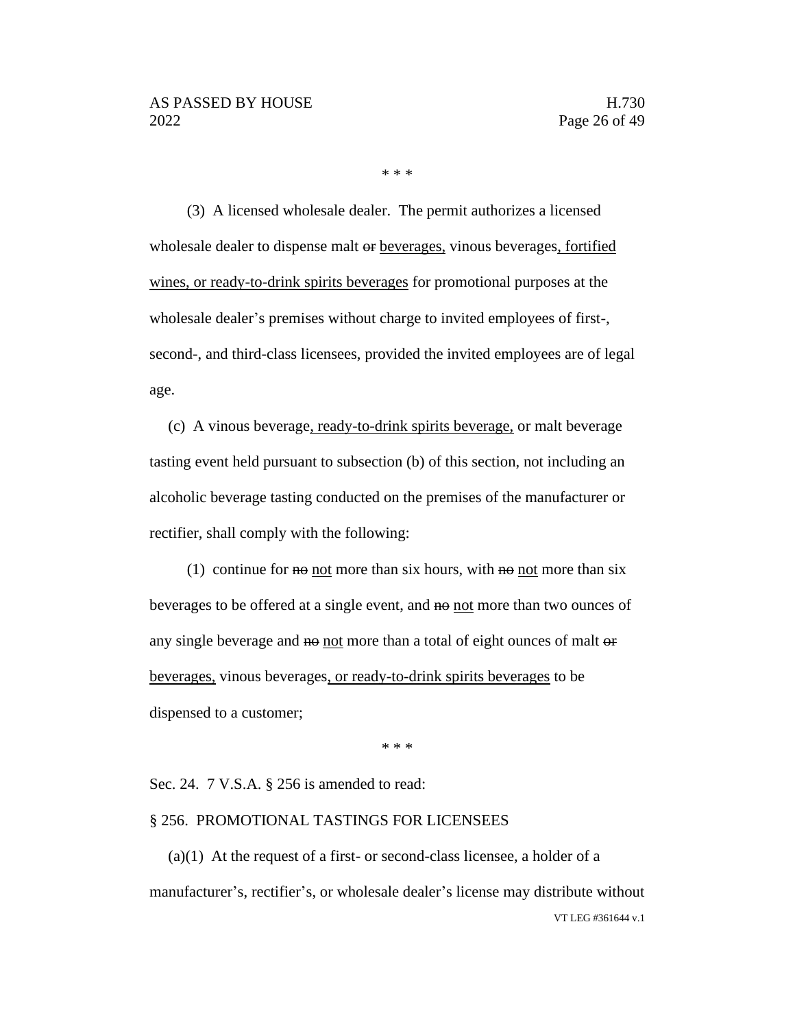\* \* \*

(3) A licensed wholesale dealer. The permit authorizes a licensed wholesale dealer to dispense malt ~~or~~ beverages, vinous beverages, fortified wines, or ready-to-drink spirits beverages for promotional purposes at the wholesale dealer's premises without charge to invited employees of first-, second-, and third-class licensees, provided the invited employees are of legal age.

(c) A vinous beverage, ready-to-drink spirits beverage, or malt beverage tasting event held pursuant to subsection (b) of this section, not including an alcoholic beverage tasting conducted on the premises of the manufacturer or rectifier, shall comply with the following:

(1) continue for ~~no~~ not more than six hours, with ~~no~~ not more than six beverages to be offered at a single event, and ~~no~~ not more than two ounces of any single beverage and ~~no~~ not more than a total of eight ounces of malt ~~or~~ beverages, vinous beverages, or ready-to-drink spirits beverages to be dispensed to a customer;

\* \* \*

Sec. 24. 7 V.S.A. § 256 is amended to read:

§ 256. PROMOTIONAL TASTINGS FOR LICENSEES

(a)(1) At the request of a first- or second-class licensee, a holder of a manufacturer's, rectifier's, or wholesale dealer's license may distribute without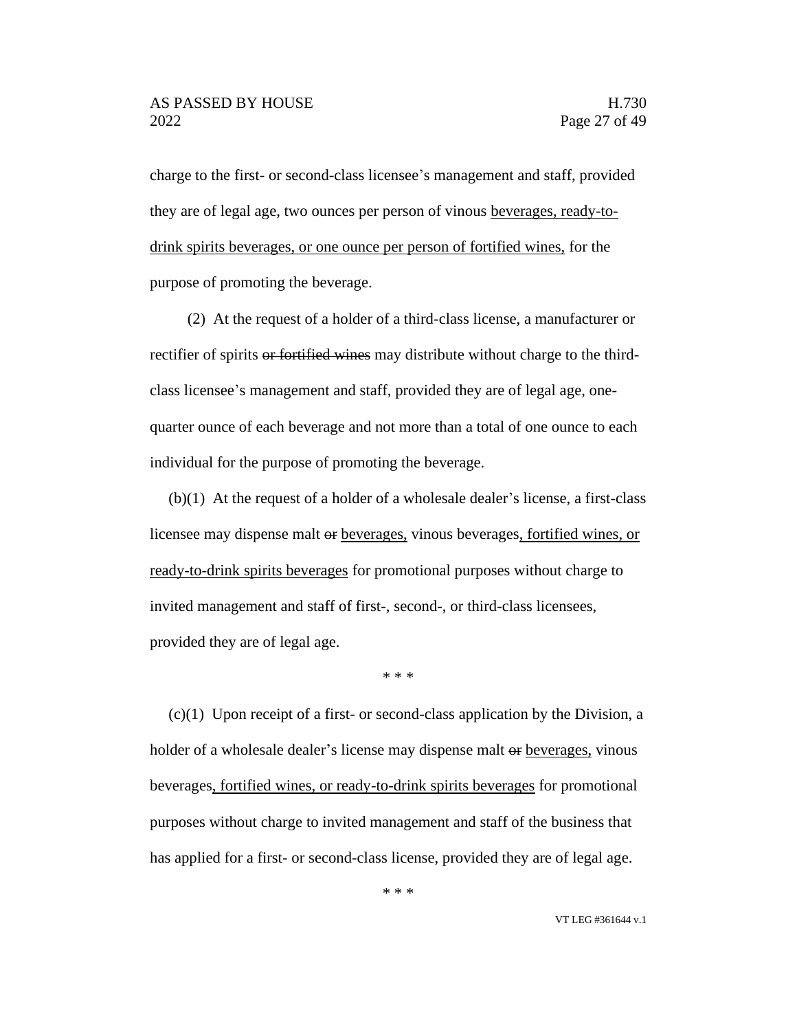charge to the first- or second-class licensee's management and staff, provided they are of legal age, two ounces per person of vinous beverages, ready-to-drink spirits beverages, or one ounce per person of fortified wines, for the purpose of promoting the beverage.

(2) At the request of a holder of a third-class license, a manufacturer or rectifier of spirits ~~or fortified wines~~ may distribute without charge to the third-class licensee's management and staff, provided they are of legal age, one-quarter ounce of each beverage and not more than a total of one ounce to each individual for the purpose of promoting the beverage.

(b)(1) At the request of a holder of a wholesale dealer's license, a first-class licensee may dispense malt ~~or~~ beverages, vinous beverages, fortified wines, or ready-to-drink spirits beverages for promotional purposes without charge to invited management and staff of first-, second-, or third-class licensees, provided they are of legal age.

\* \* \*

(c)(1) Upon receipt of a first- or second-class application by the Division, a holder of a wholesale dealer's license may dispense malt ~~or~~ beverages, vinous beverages, fortified wines, or ready-to-drink spirits beverages for promotional purposes without charge to invited management and staff of the business that has applied for a first- or second-class license, provided they are of legal age.

\* \* \*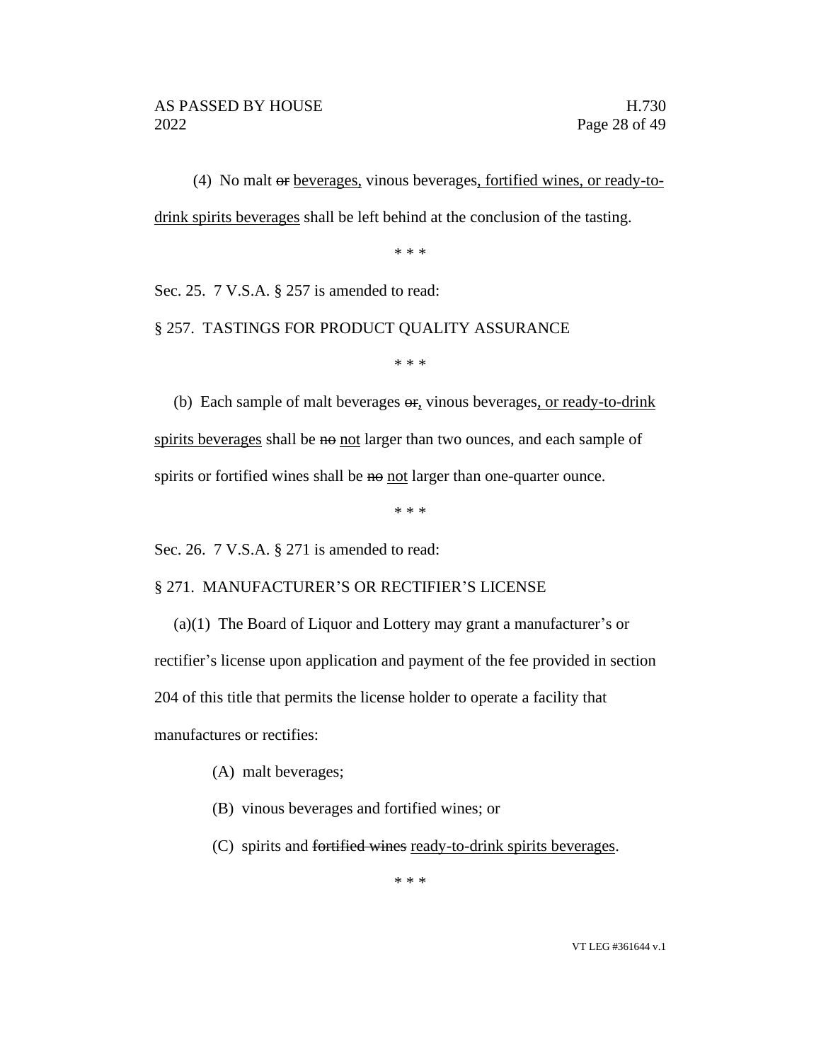(4) No malt ~~or~~ beverages, vinous beverages, fortified wines, or ready-to-drink spirits beverages shall be left behind at the conclusion of the tasting.

\* \* \*

Sec. 25. 7 V.S.A. § 257 is amended to read:

§ 257. TASTINGS FOR PRODUCT QUALITY ASSURANCE

\* \* \*

(b) Each sample of malt beverages ~~or~~, vinous beverages, or ready-to-drink spirits beverages shall be ~~no~~ not larger than two ounces, and each sample of spirits or fortified wines shall be ~~no~~ not larger than one-quarter ounce.

\* \* \*

Sec. 26. 7 V.S.A. § 271 is amended to read:

§ 271. MANUFACTURER'S OR RECTIFIER'S LICENSE

(a)(1) The Board of Liquor and Lottery may grant a manufacturer's or rectifier's license upon application and payment of the fee provided in section 204 of this title that permits the license holder to operate a facility that manufactures or rectifies:

(A) malt beverages;

(B) vinous beverages and fortified wines; or

(C) spirits and ~~fortified wines~~ ready-to-drink spirits beverages.

\* \* \*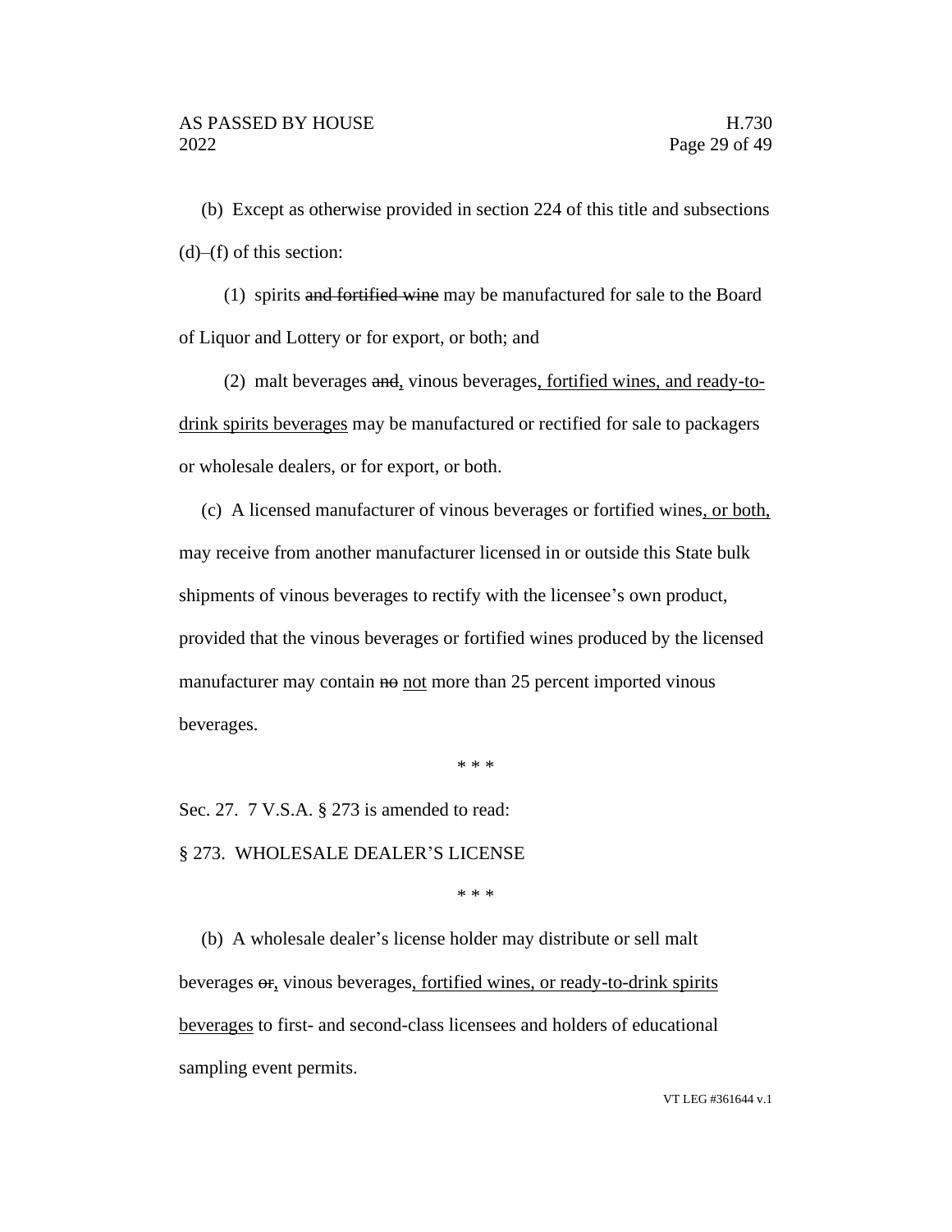(b) Except as otherwise provided in section 224 of this title and subsections (d)–(f) of this section:

(1) spirits ~~and fortified wine~~ may be manufactured for sale to the Board of Liquor and Lottery or for export, or both; and

(2) malt beverages ~~and~~<u>,</u> vinous beverages<u>, fortified wines, and ready-to-drink spirits beverages</u> may be manufactured or rectified for sale to packagers or wholesale dealers, or for export, or both.

(c) A licensed manufacturer of vinous beverages or fortified wines<u>, or both,</u> may receive from another manufacturer licensed in or outside this State bulk shipments of vinous beverages to rectify with the licensee's own product, provided that the vinous beverages or fortified wines produced by the licensed manufacturer may contain ~~no~~ <u>not</u> more than 25 percent imported vinous beverages.

\* \* \*

Sec. 27. 7 V.S.A. § 273 is amended to read:

§ 273. WHOLESALE DEALER'S LICENSE

\* \* \*

(b) A wholesale dealer's license holder may distribute or sell malt beverages ~~or~~<u>,</u> vinous beverages<u>, fortified wines, or ready-to-drink spirits beverages</u> to first- and second-class licensees and holders of educational sampling event permits.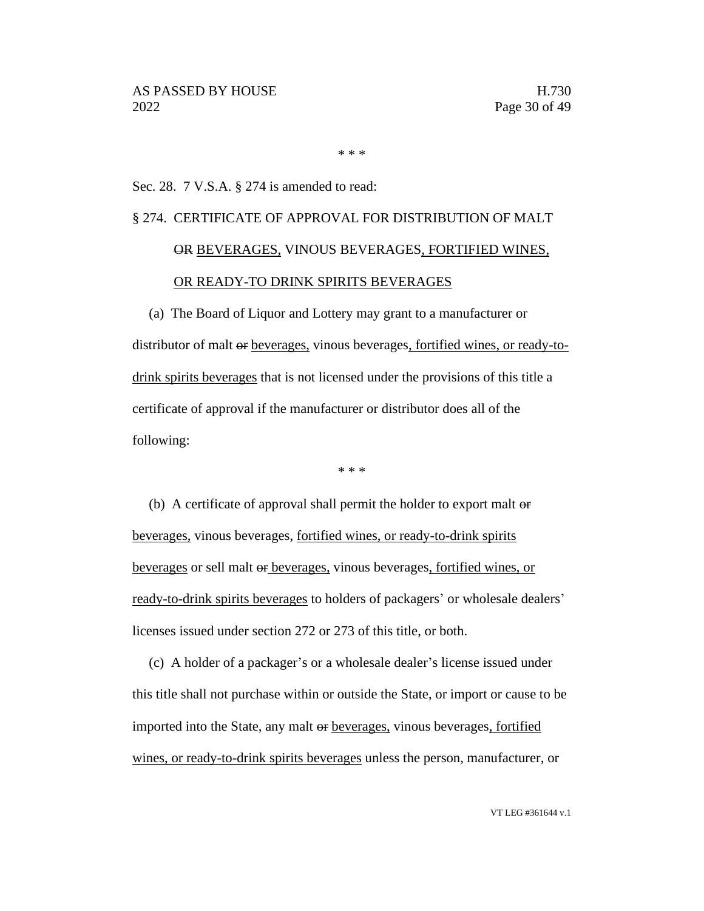\* \* \*

Sec. 28. 7 V.S.A. § 274 is amended to read:

§ 274. CERTIFICATE OF APPROVAL FOR DISTRIBUTION OF MALT ~~OR~~ BEVERAGES, VINOUS BEVERAGES, FORTIFIED WINES, OR READY-TO DRINK SPIRITS BEVERAGES

(a) The Board of Liquor and Lottery may grant to a manufacturer or distributor of malt ~~or~~ beverages, vinous beverages, fortified wines, or ready-to-drink spirits beverages that is not licensed under the provisions of this title a certificate of approval if the manufacturer or distributor does all of the following:

\* \* \*

(b) A certificate of approval shall permit the holder to export malt ~~or~~ beverages, vinous beverages, fortified wines, or ready-to-drink spirits beverages or sell malt ~~or~~ beverages, vinous beverages, fortified wines, or ready-to-drink spirits beverages to holders of packagers' or wholesale dealers' licenses issued under section 272 or 273 of this title, or both.

(c) A holder of a packager's or a wholesale dealer's license issued under this title shall not purchase within or outside the State, or import or cause to be imported into the State, any malt ~~or~~ beverages, vinous beverages, fortified wines, or ready-to-drink spirits beverages unless the person, manufacturer, or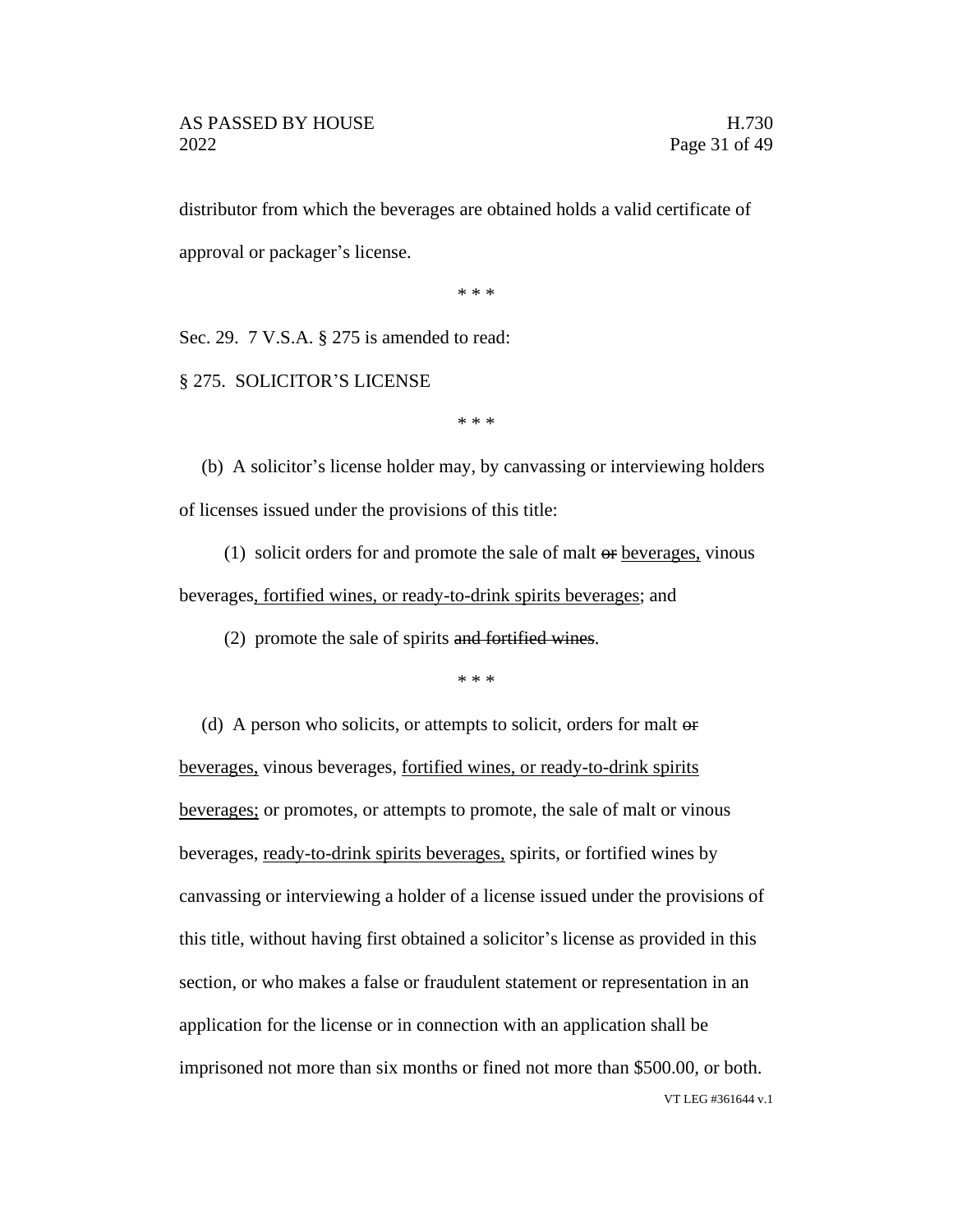distributor from which the beverages are obtained holds a valid certificate of approval or packager's license.

\* \* \*

Sec. 29. 7 V.S.A. § 275 is amended to read:

§ 275. SOLICITOR'S LICENSE

\* \* \*

(b) A solicitor's license holder may, by canvassing or interviewing holders of licenses issued under the provisions of this title:

(1) solicit orders for and promote the sale of malt ~~or~~ beverages, vinous beverages, fortified wines, or ready-to-drink spirits beverages; and

(2) promote the sale of spirits ~~and fortified wines~~.

\* \* \*

(d) A person who solicits, or attempts to solicit, orders for malt ~~or~~ beverages, vinous beverages, fortified wines, or ready-to-drink spirits beverages; or promotes, or attempts to promote, the sale of malt or vinous beverages, ready-to-drink spirits beverages, spirits, or fortified wines by canvassing or interviewing a holder of a license issued under the provisions of this title, without having first obtained a solicitor's license as provided in this section, or who makes a false or fraudulent statement or representation in an application for the license or in connection with an application shall be imprisoned not more than six months or fined not more than $500.00, or both.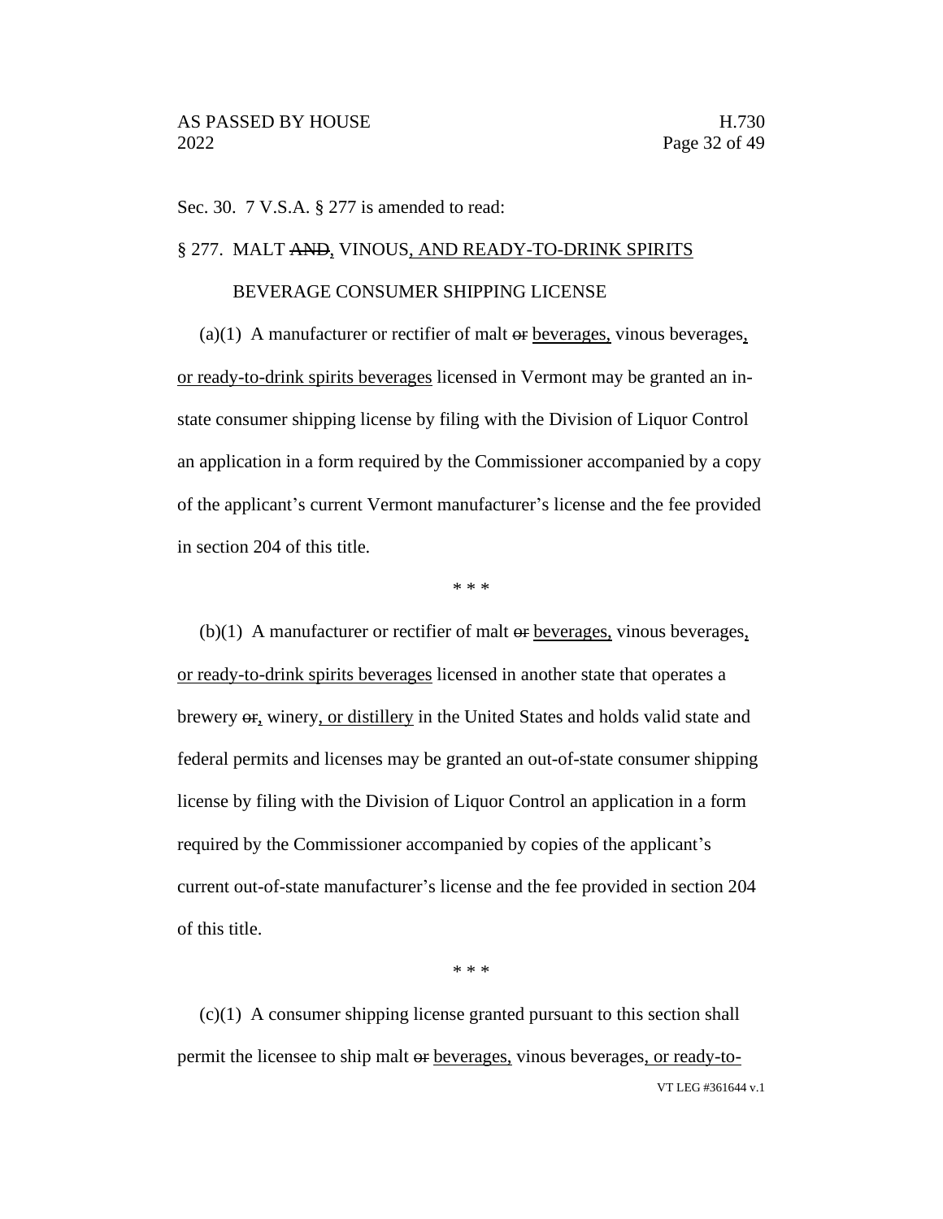Sec. 30. 7 V.S.A. § 277 is amended to read:

§ 277. MALT ~~AND~~, VINOUS, AND READY-TO-DRINK SPIRITS BEVERAGE CONSUMER SHIPPING LICENSE

(a)(1) A manufacturer or rectifier of malt ~~or~~ beverages, vinous beverages, or ready-to-drink spirits beverages licensed in Vermont may be granted an in-state consumer shipping license by filing with the Division of Liquor Control an application in a form required by the Commissioner accompanied by a copy of the applicant's current Vermont manufacturer's license and the fee provided in section 204 of this title.

\* \* \*

(b)(1) A manufacturer or rectifier of malt ~~or~~ beverages, vinous beverages, or ready-to-drink spirits beverages licensed in another state that operates a brewery ~~or~~, winery, or distillery in the United States and holds valid state and federal permits and licenses may be granted an out-of-state consumer shipping license by filing with the Division of Liquor Control an application in a form required by the Commissioner accompanied by copies of the applicant's current out-of-state manufacturer's license and the fee provided in section 204 of this title.

\* \* \*

(c)(1) A consumer shipping license granted pursuant to this section shall permit the licensee to ship malt ~~or~~ beverages, vinous beverages, or ready-to-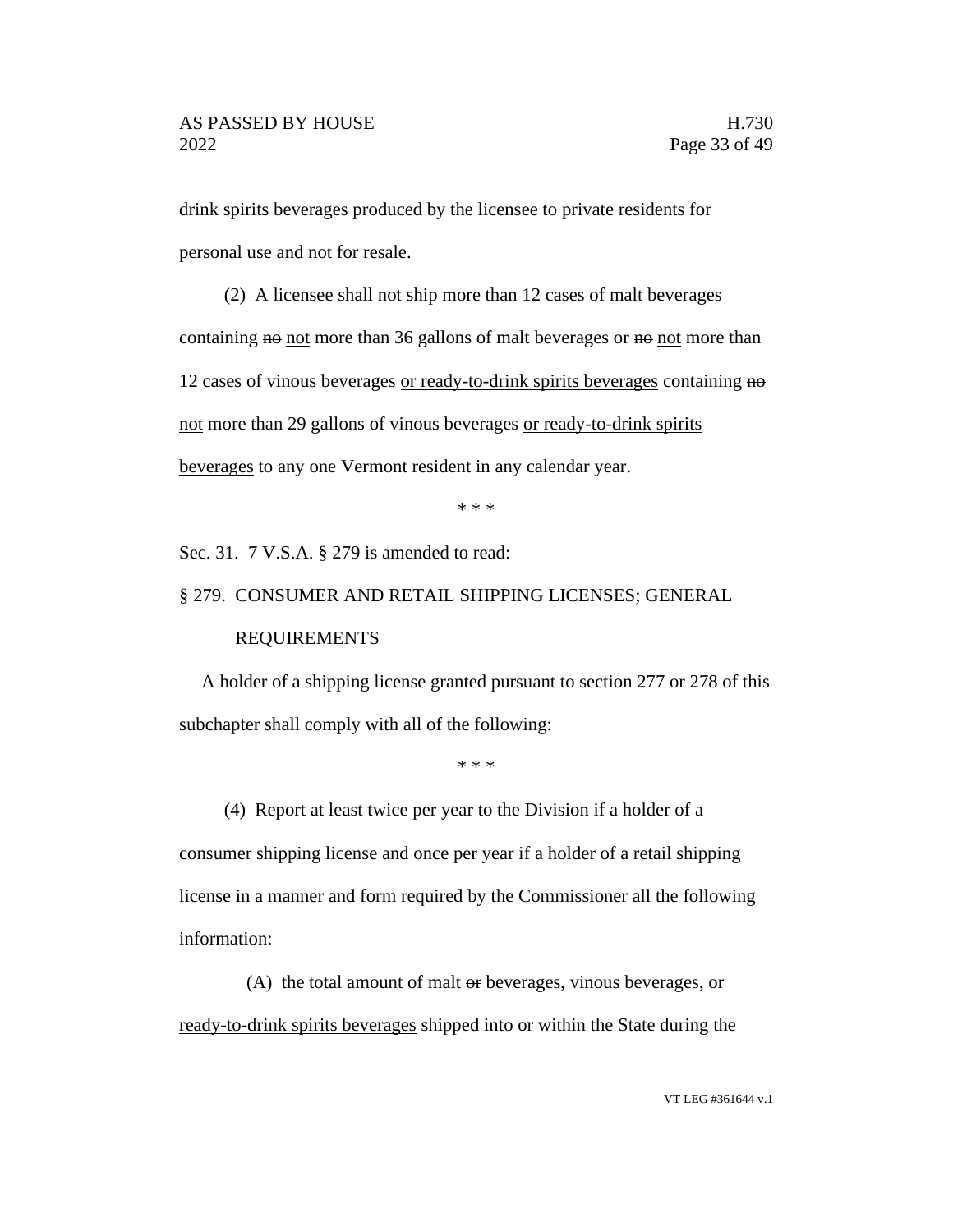drink spirits beverages produced by the licensee to private residents for personal use and not for resale.

(2) A licensee shall not ship more than 12 cases of malt beverages containing ~~no~~ not more than 36 gallons of malt beverages or ~~no~~ not more than 12 cases of vinous beverages or ready-to-drink spirits beverages containing ~~no~~ not more than 29 gallons of vinous beverages or ready-to-drink spirits beverages to any one Vermont resident in any calendar year.

\* \* \*

Sec. 31. 7 V.S.A. § 279 is amended to read:

§ 279. CONSUMER AND RETAIL SHIPPING LICENSES; GENERAL REQUIREMENTS

A holder of a shipping license granted pursuant to section 277 or 278 of this subchapter shall comply with all of the following:

\* \* \*

(4) Report at least twice per year to the Division if a holder of a consumer shipping license and once per year if a holder of a retail shipping license in a manner and form required by the Commissioner all the following information:

(A) the total amount of malt ~~or~~ beverages, vinous beverages, or ready-to-drink spirits beverages shipped into or within the State during the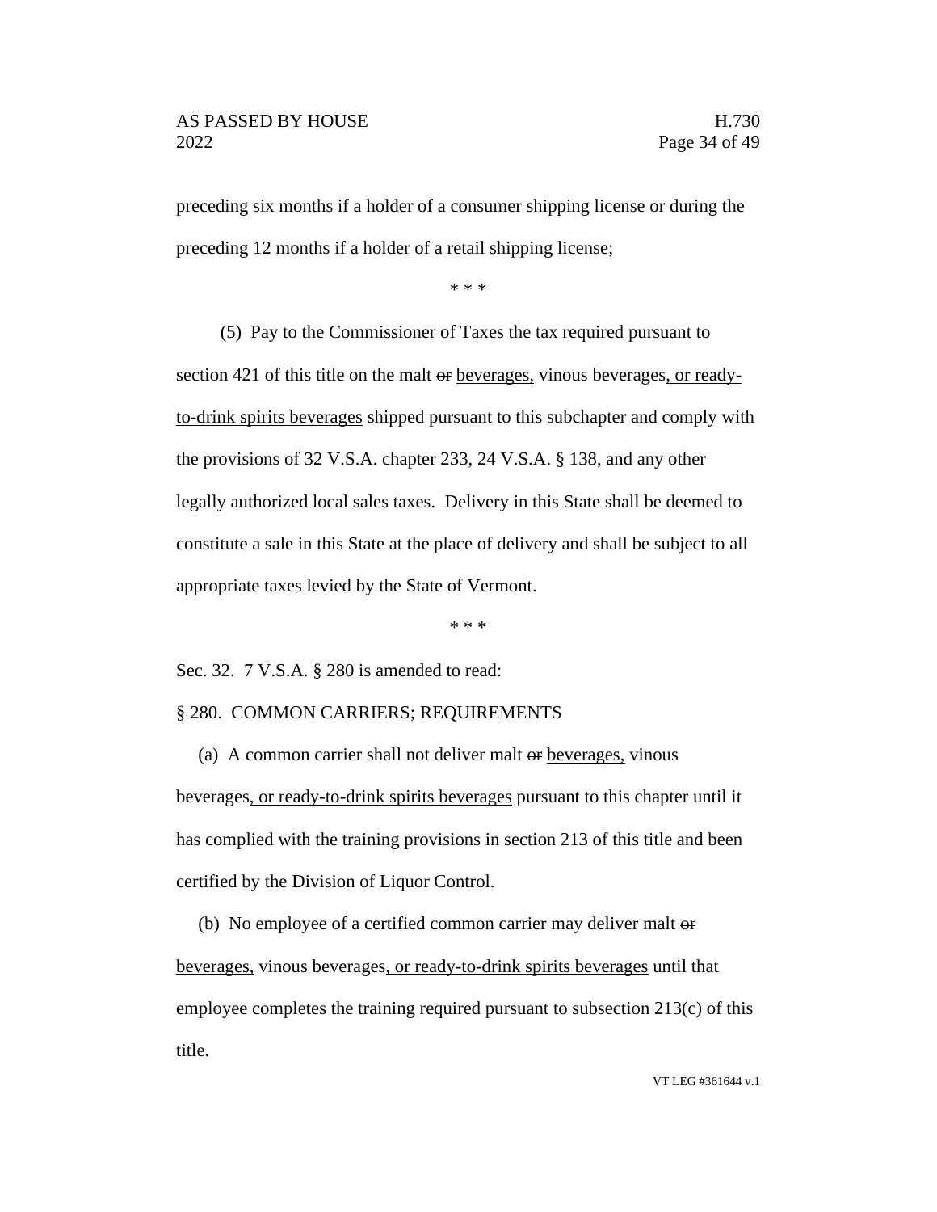preceding six months if a holder of a consumer shipping license or during the preceding 12 months if a holder of a retail shipping license;

\* \* \*

(5) Pay to the Commissioner of Taxes the tax required pursuant to section 421 of this title on the malt ~~or~~ beverages, vinous beverages, or ready-to-drink spirits beverages shipped pursuant to this subchapter and comply with the provisions of 32 V.S.A. chapter 233, 24 V.S.A. § 138, and any other legally authorized local sales taxes. Delivery in this State shall be deemed to constitute a sale in this State at the place of delivery and shall be subject to all appropriate taxes levied by the State of Vermont.

\* \* \*

Sec. 32. 7 V.S.A. § 280 is amended to read:

§ 280. COMMON CARRIERS; REQUIREMENTS

(a) A common carrier shall not deliver malt ~~or~~ beverages, vinous beverages, or ready-to-drink spirits beverages pursuant to this chapter until it has complied with the training provisions in section 213 of this title and been certified by the Division of Liquor Control.

(b) No employee of a certified common carrier may deliver malt ~~or~~ beverages, vinous beverages, or ready-to-drink spirits beverages until that employee completes the training required pursuant to subsection 213(c) of this title.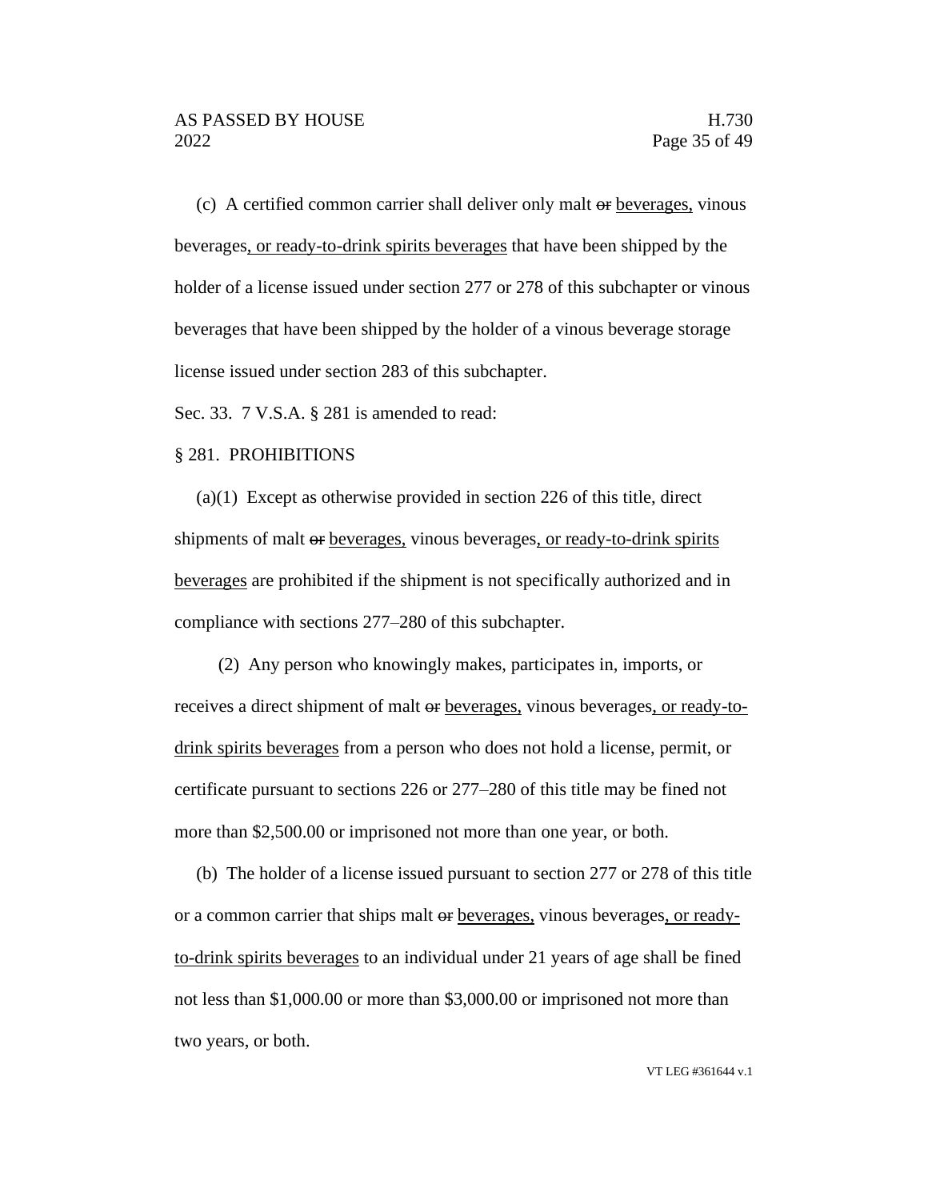(c) A certified common carrier shall deliver only malt ~~or~~ beverages, vinous beverages, or ready-to-drink spirits beverages that have been shipped by the holder of a license issued under section 277 or 278 of this subchapter or vinous beverages that have been shipped by the holder of a vinous beverage storage license issued under section 283 of this subchapter.

Sec. 33. 7 V.S.A. § 281 is amended to read:

§ 281. PROHIBITIONS

(a)(1) Except as otherwise provided in section 226 of this title, direct shipments of malt ~~or~~ beverages, vinous beverages, or ready-to-drink spirits beverages are prohibited if the shipment is not specifically authorized and in compliance with sections 277–280 of this subchapter.

(2) Any person who knowingly makes, participates in, imports, or receives a direct shipment of malt ~~or~~ beverages, vinous beverages, or ready-to-drink spirits beverages from a person who does not hold a license, permit, or certificate pursuant to sections 226 or 277–280 of this title may be fined not more than $2,500.00 or imprisoned not more than one year, or both.

(b) The holder of a license issued pursuant to section 277 or 278 of this title or a common carrier that ships malt ~~or~~ beverages, vinous beverages, or ready-to-drink spirits beverages to an individual under 21 years of age shall be fined not less than $1,000.00 or more than $3,000.00 or imprisoned not more than two years, or both.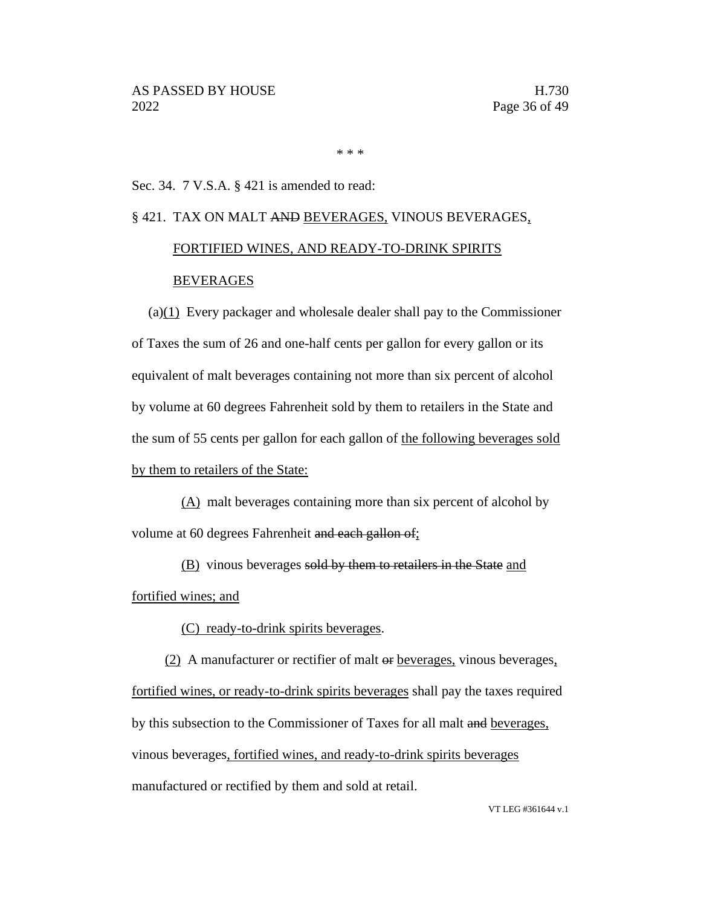\* \* \*

Sec. 34. 7 V.S.A. § 421 is amended to read:

§ 421. TAX ON MALT ~~AND~~ <u>BEVERAGES,</u> VINOUS BEVERAGES<u>, FORTIFIED WINES, AND READY-TO-DRINK SPIRITS BEVERAGES</u>

(a)<u>(1)</u> Every packager and wholesale dealer shall pay to the Commissioner of Taxes the sum of 26 and one-half cents per gallon for every gallon or its equivalent of malt beverages containing not more than six percent of alcohol by volume at 60 degrees Fahrenheit sold by them to retailers in the State and the sum of 55 cents per gallon for each gallon of <u>the following beverages sold by them to retailers of the State:</u>

<u>(A)</u> malt beverages containing more than six percent of alcohol by volume at 60 degrees Fahrenheit ~~and each gallon of~~<u>;</u>

<u>(B)</u> vinous beverages ~~sold by them to retailers in the State~~ <u>and fortified wines; and</u>

<u>(C) ready-to-drink spirits beverages</u>.

<u>(2)</u> A manufacturer or rectifier of malt ~~or~~ <u>beverages,</u> vinous beverages<u>, fortified wines, or ready-to-drink spirits beverages</u> shall pay the taxes required by this subsection to the Commissioner of Taxes for all malt ~~and~~ <u>beverages,</u> vinous beverages<u>, fortified wines, and ready-to-drink spirits beverages</u> manufactured or rectified by them and sold at retail.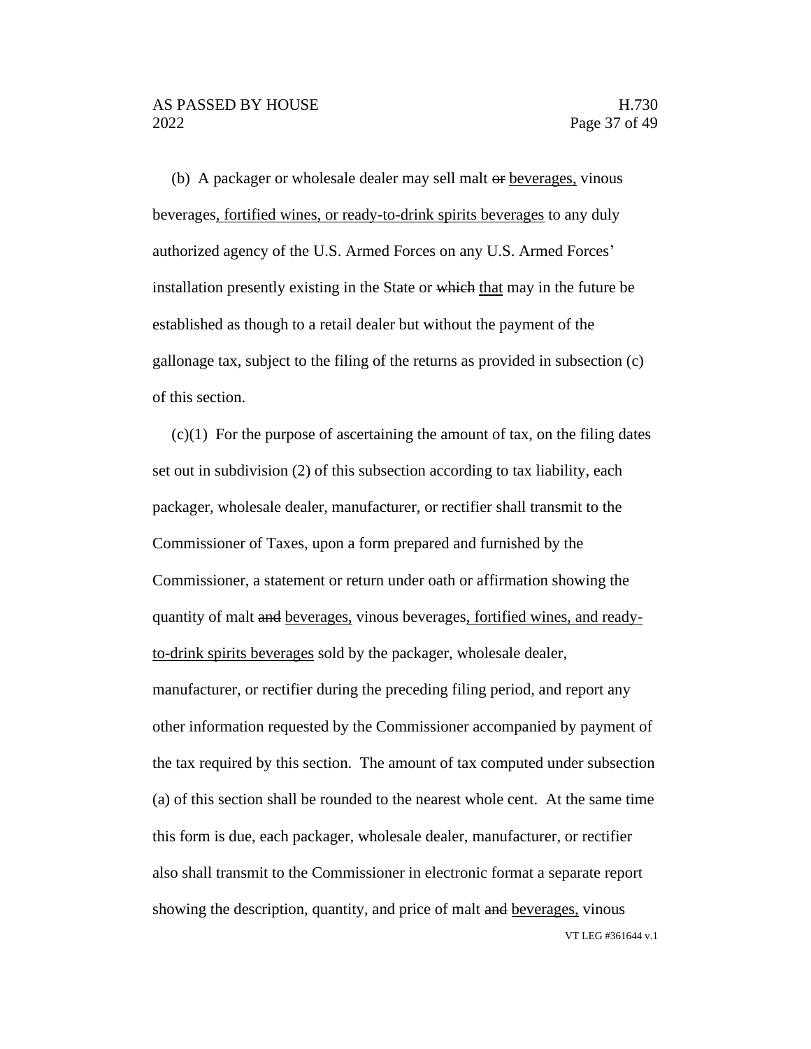(b) A packager or wholesale dealer may sell malt ~~or~~ <u>beverages,</u> vinous beverages<u>, fortified wines, or ready-to-drink spirits beverages</u> to any duly authorized agency of the U.S. Armed Forces on any U.S. Armed Forces' installation presently existing in the State or ~~which~~ <u>that</u> may in the future be established as though to a retail dealer but without the payment of the gallonage tax, subject to the filing of the returns as provided in subsection (c) of this section.

(c)(1) For the purpose of ascertaining the amount of tax, on the filing dates set out in subdivision (2) of this subsection according to tax liability, each packager, wholesale dealer, manufacturer, or rectifier shall transmit to the Commissioner of Taxes, upon a form prepared and furnished by the Commissioner, a statement or return under oath or affirmation showing the quantity of malt ~~and~~ <u>beverages,</u> vinous beverages<u>, fortified wines, and ready-to-drink spirits beverages</u> sold by the packager, wholesale dealer, manufacturer, or rectifier during the preceding filing period, and report any other information requested by the Commissioner accompanied by payment of the tax required by this section. The amount of tax computed under subsection (a) of this section shall be rounded to the nearest whole cent. At the same time this form is due, each packager, wholesale dealer, manufacturer, or rectifier also shall transmit to the Commissioner in electronic format a separate report showing the description, quantity, and price of malt ~~and~~ <u>beverages,</u> vinous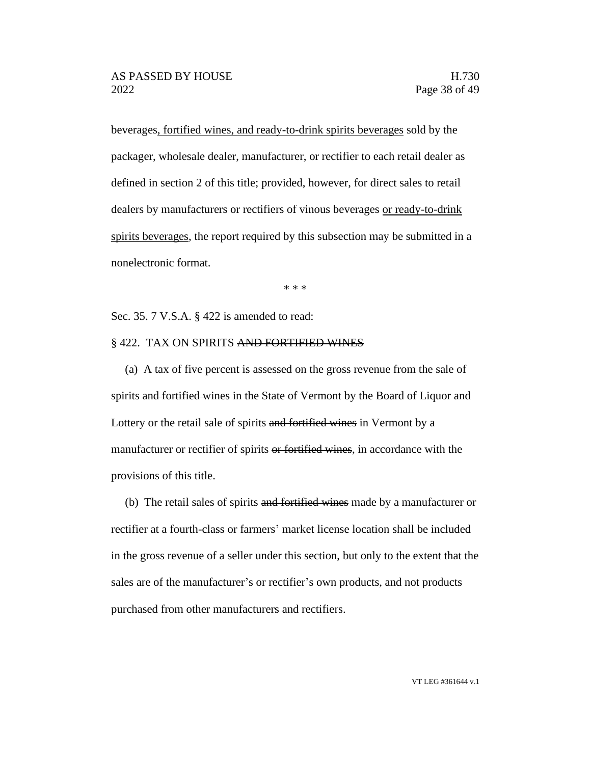beverages, fortified wines, and ready-to-drink spirits beverages sold by the packager, wholesale dealer, manufacturer, or rectifier to each retail dealer as defined in section 2 of this title; provided, however, for direct sales to retail dealers by manufacturers or rectifiers of vinous beverages or ready-to-drink spirits beverages, the report required by this subsection may be submitted in a nonelectronic format.

\* \* \*

Sec. 35. 7 V.S.A. § 422 is amended to read:

§ 422. TAX ON SPIRITS ~~AND FORTIFIED WINES~~

(a) A tax of five percent is assessed on the gross revenue from the sale of spirits ~~and fortified wines~~ in the State of Vermont by the Board of Liquor and Lottery or the retail sale of spirits ~~and fortified wines~~ in Vermont by a manufacturer or rectifier of spirits ~~or fortified wines~~, in accordance with the provisions of this title.

(b) The retail sales of spirits ~~and fortified wines~~ made by a manufacturer or rectifier at a fourth-class or farmers' market license location shall be included in the gross revenue of a seller under this section, but only to the extent that the sales are of the manufacturer's or rectifier's own products, and not products purchased from other manufacturers and rectifiers.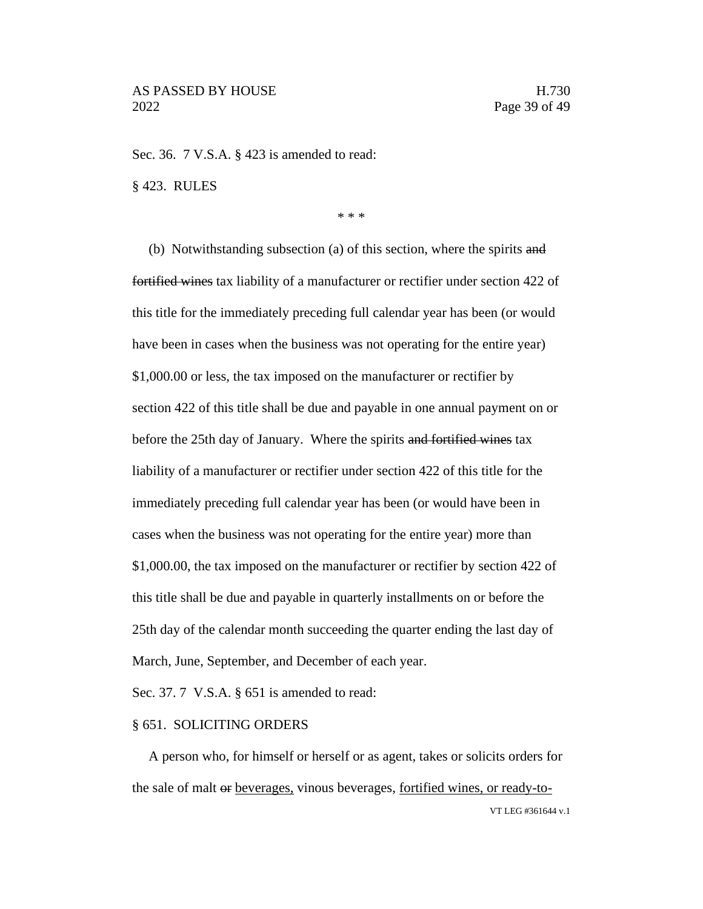Sec. 36. 7 V.S.A. § 423 is amended to read:

§ 423. RULES

\* \* \*

(b) Notwithstanding subsection (a) of this section, where the spirits ~~and fortified wines~~ tax liability of a manufacturer or rectifier under section 422 of this title for the immediately preceding full calendar year has been (or would have been in cases when the business was not operating for the entire year) $1,000.00 or less, the tax imposed on the manufacturer or rectifier by section 422 of this title shall be due and payable in one annual payment on or before the 25th day of January. Where the spirits ~~and fortified wines~~ tax liability of a manufacturer or rectifier under section 422 of this title for the immediately preceding full calendar year has been (or would have been in cases when the business was not operating for the entire year) more than $1,000.00, the tax imposed on the manufacturer or rectifier by section 422 of this title shall be due and payable in quarterly installments on or before the 25th day of the calendar month succeeding the quarter ending the last day of March, June, September, and December of each year.

Sec. 37. 7 V.S.A. § 651 is amended to read:

§ 651. SOLICITING ORDERS

A person who, for himself or herself or as agent, takes or solicits orders for the sale of malt ~~or~~ <u>beverages,</u> vinous beverages, <u>fortified wines, or ready-to-</u>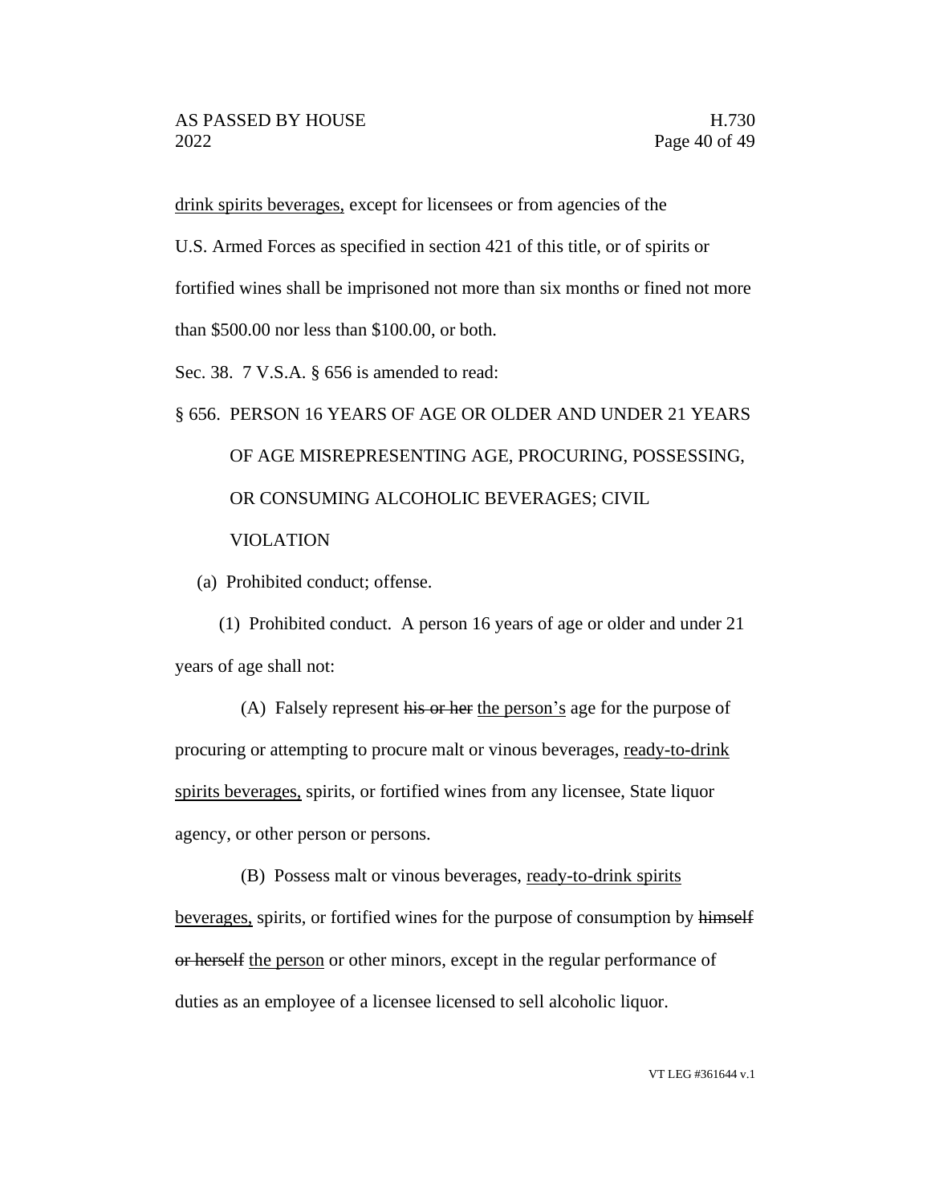drink spirits beverages, except for licensees or from agencies of the U.S. Armed Forces as specified in section 421 of this title, or of spirits or fortified wines shall be imprisoned not more than six months or fined not more than $500.00 nor less than $100.00, or both.

Sec. 38. 7 V.S.A. § 656 is amended to read:

§ 656. PERSON 16 YEARS OF AGE OR OLDER AND UNDER 21 YEARS OF AGE MISREPRESENTING AGE, PROCURING, POSSESSING, OR CONSUMING ALCOHOLIC BEVERAGES; CIVIL VIOLATION

(a) Prohibited conduct; offense.

(1) Prohibited conduct. A person 16 years of age or older and under 21 years of age shall not:

(A) Falsely represent ~~his or her~~ the person's age for the purpose of procuring or attempting to procure malt or vinous beverages, ready-to-drink spirits beverages, spirits, or fortified wines from any licensee, State liquor agency, or other person or persons.

(B) Possess malt or vinous beverages, ready-to-drink spirits beverages, spirits, or fortified wines for the purpose of consumption by ~~himself or herself~~ the person or other minors, except in the regular performance of duties as an employee of a licensee licensed to sell alcoholic liquor.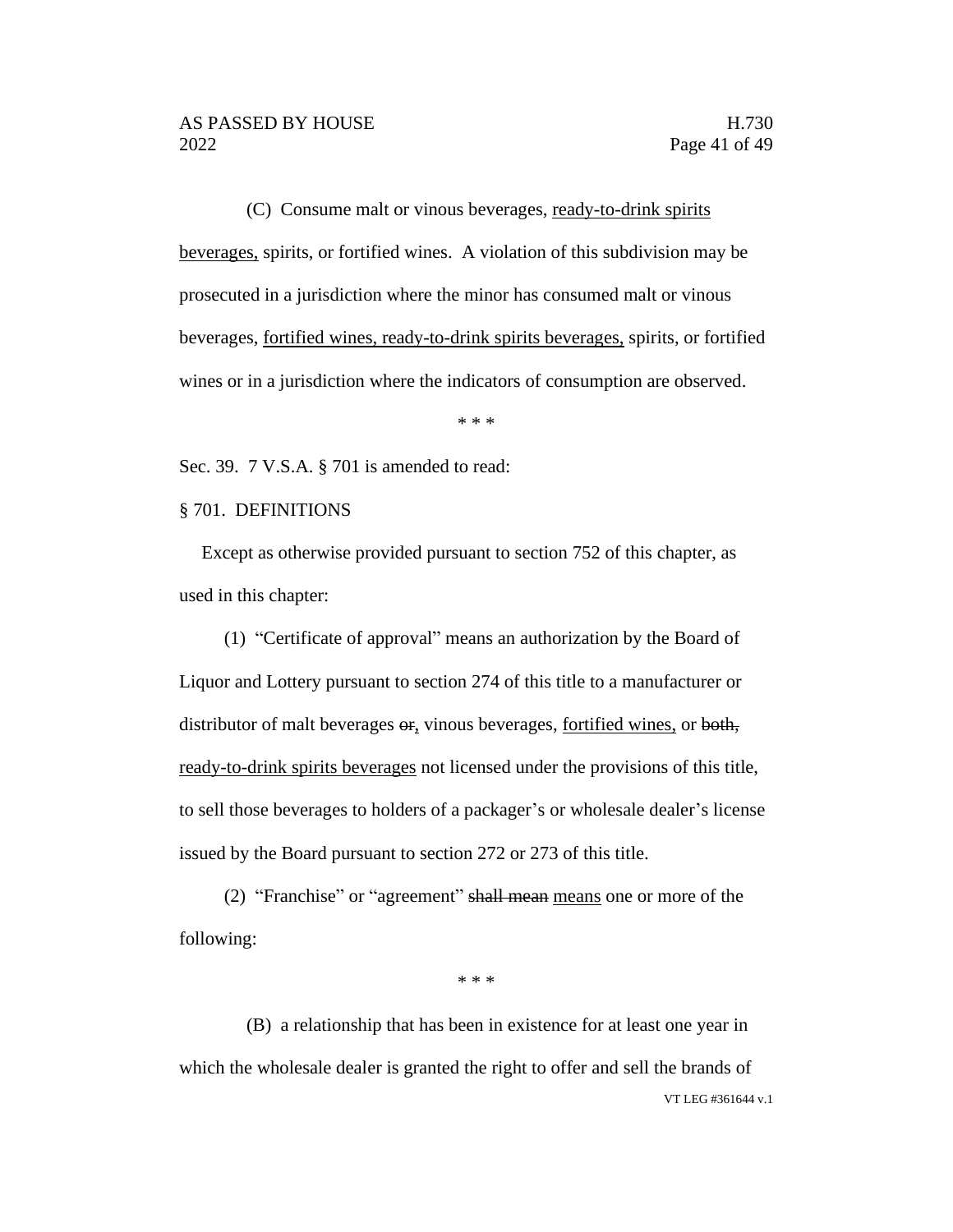(C) Consume malt or vinous beverages, <u>ready-to-drink spirits beverages,</u> spirits, or fortified wines. A violation of this subdivision may be prosecuted in a jurisdiction where the minor has consumed malt or vinous beverages, <u>fortified wines, ready-to-drink spirits beverages,</u> spirits, or fortified wines or in a jurisdiction where the indicators of consumption are observed.

\* \* \*

Sec. 39. 7 V.S.A. § 701 is amended to read:

§ 701. DEFINITIONS

Except as otherwise provided pursuant to section 752 of this chapter, as used in this chapter:

(1) "Certificate of approval" means an authorization by the Board of Liquor and Lottery pursuant to section 274 of this title to a manufacturer or distributor of malt beverages ~~or~~<u>,</u> vinous beverages, <u>fortified wines,</u> or ~~both,~~ <u>ready-to-drink spirits beverages</u> not licensed under the provisions of this title, to sell those beverages to holders of a packager's or wholesale dealer's license issued by the Board pursuant to section 272 or 273 of this title.

(2) "Franchise" or "agreement" ~~shall mean~~ <u>means</u> one or more of the following:

\* \* \*

(B) a relationship that has been in existence for at least one year in which the wholesale dealer is granted the right to offer and sell the brands of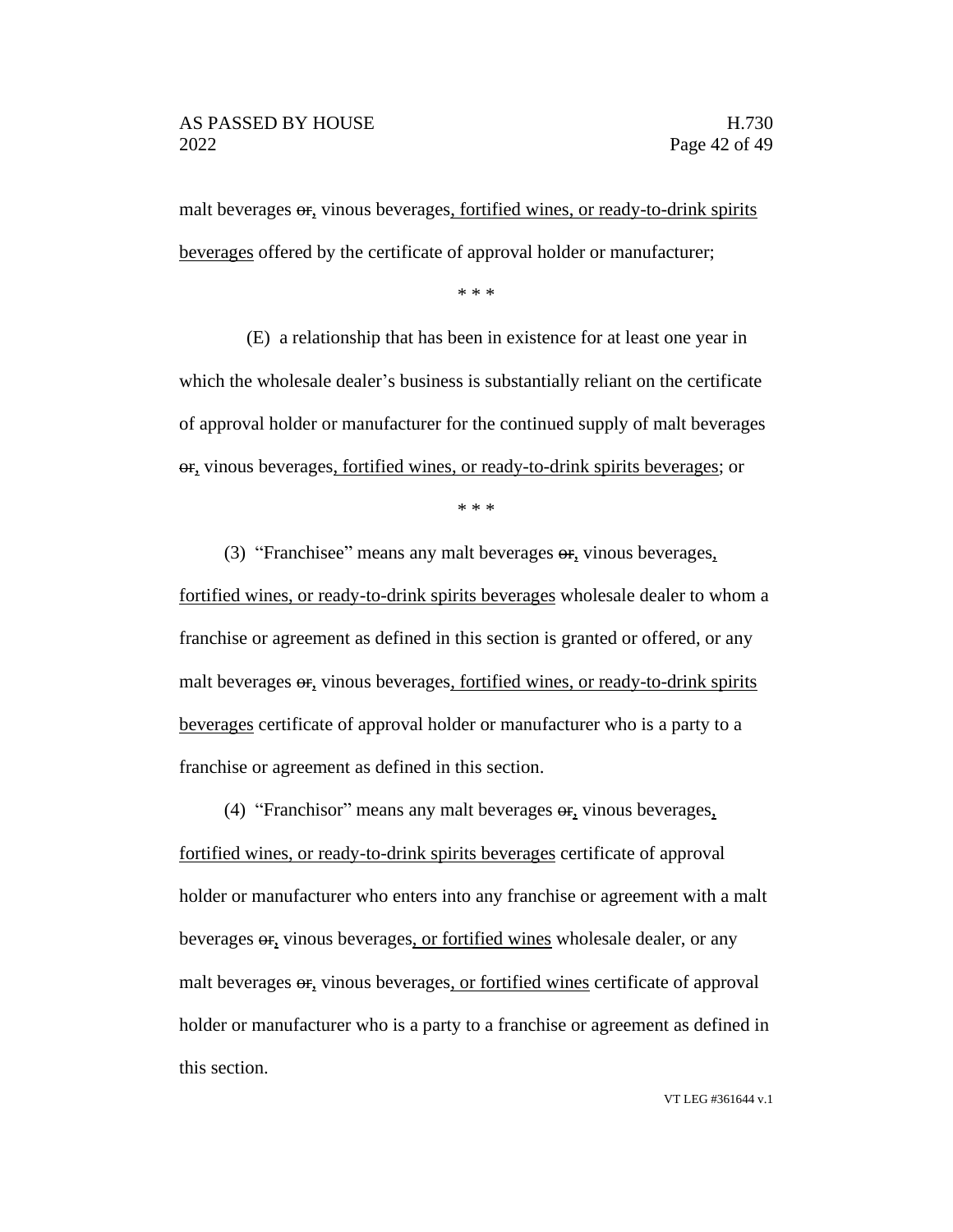malt beverages ~~or~~, vinous beverages, fortified wines, or ready-to-drink spirits beverages offered by the certificate of approval holder or manufacturer;

\* \* \*

(E) a relationship that has been in existence for at least one year in which the wholesale dealer's business is substantially reliant on the certificate of approval holder or manufacturer for the continued supply of malt beverages ~~or~~, vinous beverages, fortified wines, or ready-to-drink spirits beverages; or

\* \* \*

(3) "Franchisee" means any malt beverages ~~or~~, vinous beverages, fortified wines, or ready-to-drink spirits beverages wholesale dealer to whom a franchise or agreement as defined in this section is granted or offered, or any malt beverages ~~or~~, vinous beverages, fortified wines, or ready-to-drink spirits beverages certificate of approval holder or manufacturer who is a party to a franchise or agreement as defined in this section.

(4) "Franchisor" means any malt beverages ~~or~~, vinous beverages, fortified wines, or ready-to-drink spirits beverages certificate of approval holder or manufacturer who enters into any franchise or agreement with a malt beverages ~~or~~, vinous beverages, or fortified wines wholesale dealer, or any malt beverages ~~or~~, vinous beverages, or fortified wines certificate of approval holder or manufacturer who is a party to a franchise or agreement as defined in this section.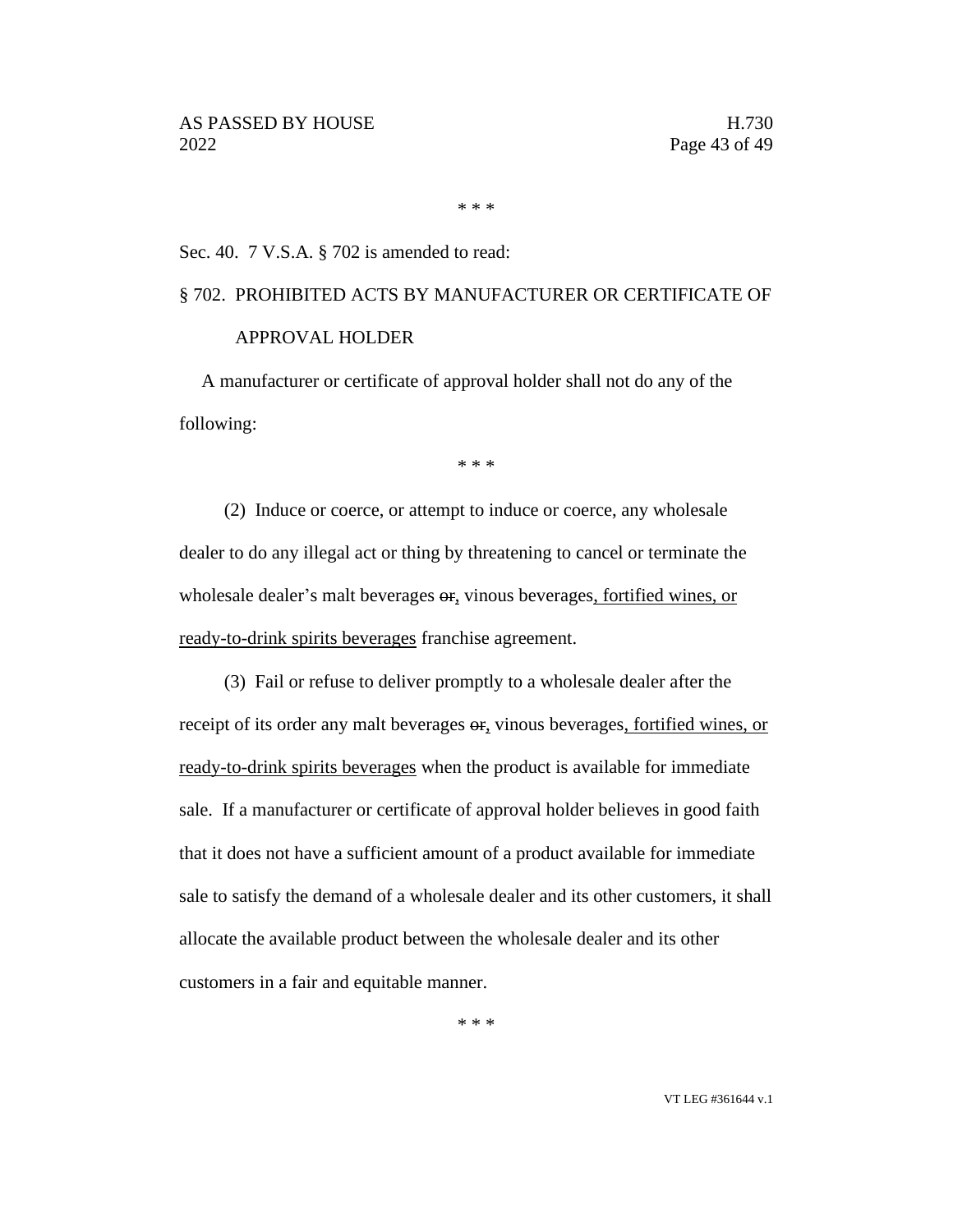\* \* \*

Sec. 40. 7 V.S.A. § 702 is amended to read:

§ 702. PROHIBITED ACTS BY MANUFACTURER OR CERTIFICATE OF APPROVAL HOLDER

A manufacturer or certificate of approval holder shall not do any of the following:

\* \* \*

(2) Induce or coerce, or attempt to induce or coerce, any wholesale dealer to do any illegal act or thing by threatening to cancel or terminate the wholesale dealer's malt beverages ~~or~~, vinous beverages<u>, fortified wines, or ready-to-drink spirits beverages</u> franchise agreement.

(3) Fail or refuse to deliver promptly to a wholesale dealer after the receipt of its order any malt beverages ~~or~~, vinous beverages<u>, fortified wines, or ready-to-drink spirits beverages</u> when the product is available for immediate sale. If a manufacturer or certificate of approval holder believes in good faith that it does not have a sufficient amount of a product available for immediate sale to satisfy the demand of a wholesale dealer and its other customers, it shall allocate the available product between the wholesale dealer and its other customers in a fair and equitable manner.

\* \* \*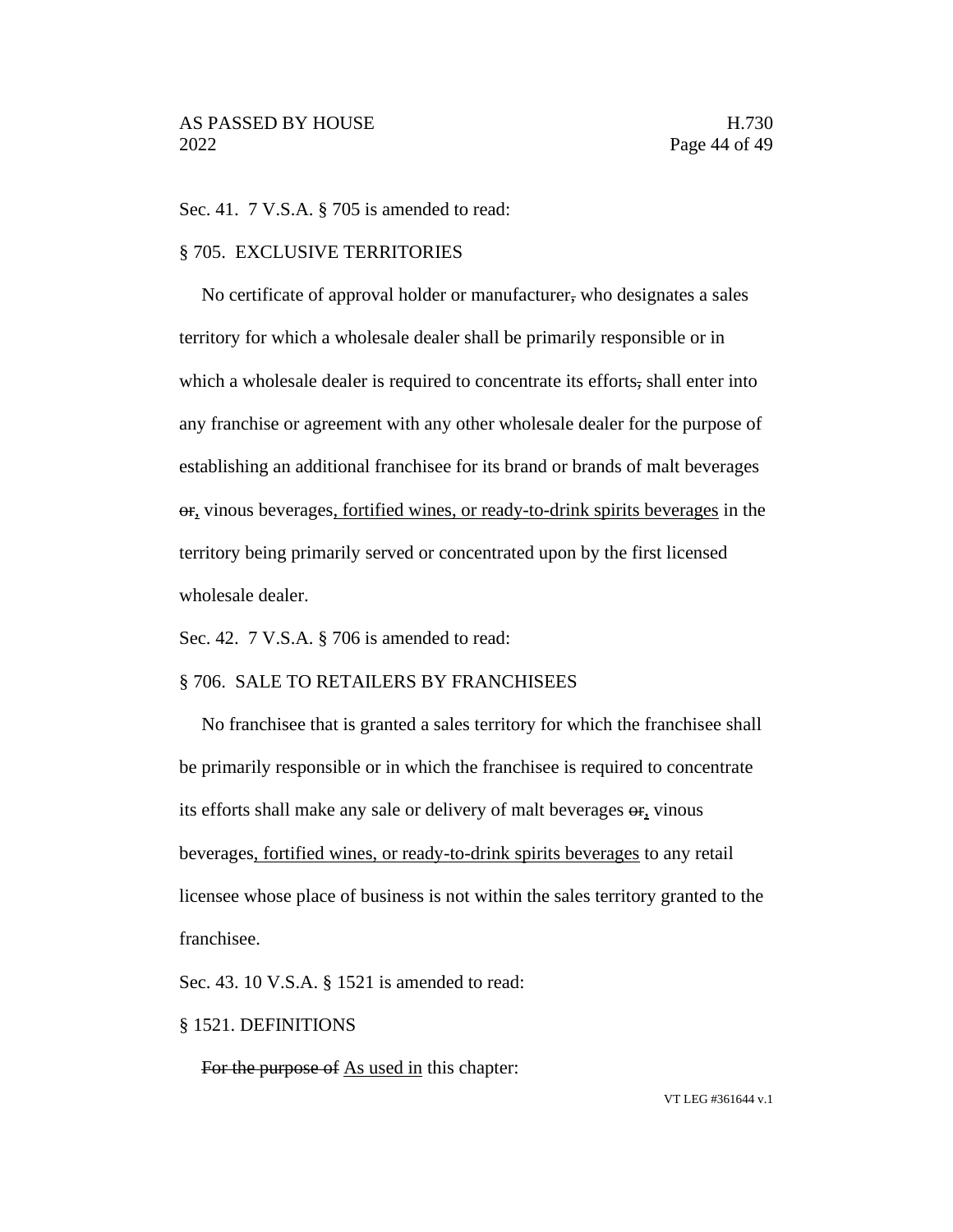Sec. 41. 7 V.S.A. § 705 is amended to read:

§ 705. EXCLUSIVE TERRITORIES

No certificate of approval holder or manufacturer~~,~~ who designates a sales territory for which a wholesale dealer shall be primarily responsible or in which a wholesale dealer is required to concentrate its efforts~~,~~ shall enter into any franchise or agreement with any other wholesale dealer for the purpose of establishing an additional franchisee for its brand or brands of malt beverages ~~or~~, vinous beverages, fortified wines, or ready-to-drink spirits beverages in the territory being primarily served or concentrated upon by the first licensed wholesale dealer.

Sec. 42. 7 V.S.A. § 706 is amended to read:

§ 706. SALE TO RETAILERS BY FRANCHISEES

No franchisee that is granted a sales territory for which the franchisee shall be primarily responsible or in which the franchisee is required to concentrate its efforts shall make any sale or delivery of malt beverages ~~or~~, vinous beverages, fortified wines, or ready-to-drink spirits beverages to any retail licensee whose place of business is not within the sales territory granted to the franchisee.

Sec. 43. 10 V.S.A. § 1521 is amended to read:

§ 1521. DEFINITIONS

~~For the purpose of~~ As used in this chapter: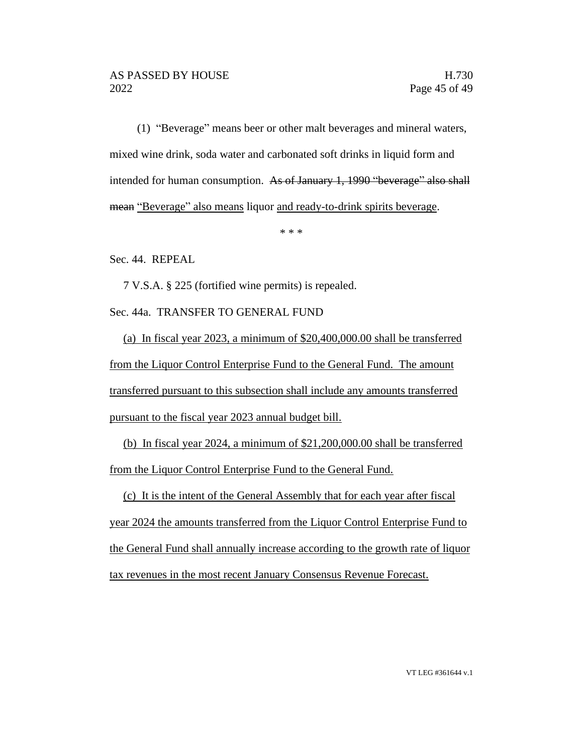(1) "Beverage" means beer or other malt beverages and mineral waters, mixed wine drink, soda water and carbonated soft drinks in liquid form and intended for human consumption. ~~As of January 1, 1990 "beverage" also shall mean~~ <u>"Beverage" also means</u> liquor <u>and ready-to-drink spirits beverage</u>.

\* \* \*

Sec. 44. REPEAL

7 V.S.A. § 225 (fortified wine permits) is repealed.

Sec. 44a. TRANSFER TO GENERAL FUND

<u>(a) In fiscal year 2023, a minimum of $20,400,000.00 shall be transferred from the Liquor Control Enterprise Fund to the General Fund. The amount transferred pursuant to this subsection shall include any amounts transferred pursuant to the fiscal year 2023 annual budget bill.</u>

<u>(b) In fiscal year 2024, a minimum of $21,200,000.00 shall be transferred from the Liquor Control Enterprise Fund to the General Fund.</u>

<u>(c) It is the intent of the General Assembly that for each year after fiscal year 2024 the amounts transferred from the Liquor Control Enterprise Fund to the General Fund shall annually increase according to the growth rate of liquor tax revenues in the most recent January Consensus Revenue Forecast.</u>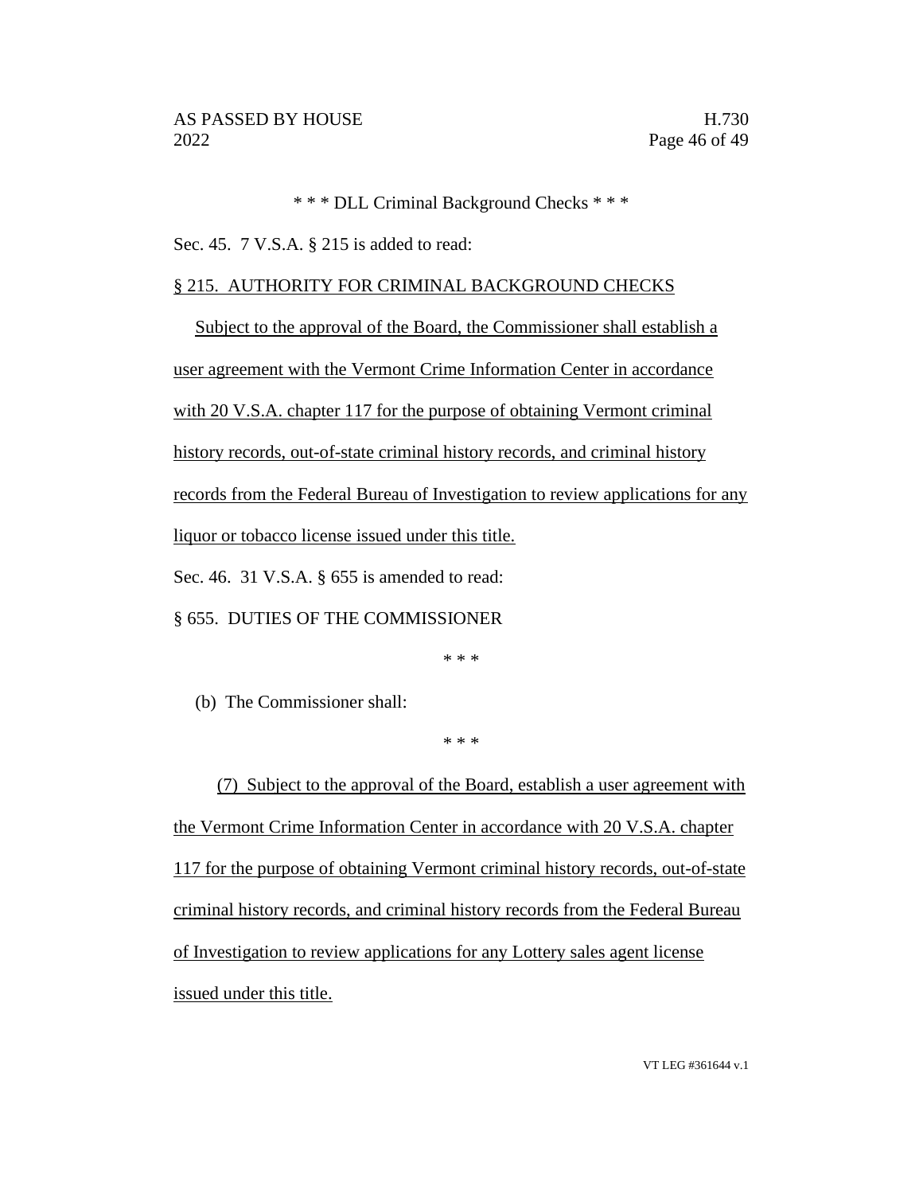\* \* \* DLL Criminal Background Checks \* \* \*

Sec. 45. 7 V.S.A. § 215 is added to read:

§ 215. AUTHORITY FOR CRIMINAL BACKGROUND CHECKS

Subject to the approval of the Board, the Commissioner shall establish a user agreement with the Vermont Crime Information Center in accordance with 20 V.S.A. chapter 117 for the purpose of obtaining Vermont criminal history records, out-of-state criminal history records, and criminal history records from the Federal Bureau of Investigation to review applications for any liquor or tobacco license issued under this title.

Sec. 46. 31 V.S.A. § 655 is amended to read:

§ 655. DUTIES OF THE COMMISSIONER

\* \* \*

(b) The Commissioner shall:

\* \* \*

(7) Subject to the approval of the Board, establish a user agreement with the Vermont Crime Information Center in accordance with 20 V.S.A. chapter 117 for the purpose of obtaining Vermont criminal history records, out-of-state criminal history records, and criminal history records from the Federal Bureau of Investigation to review applications for any Lottery sales agent license issued under this title.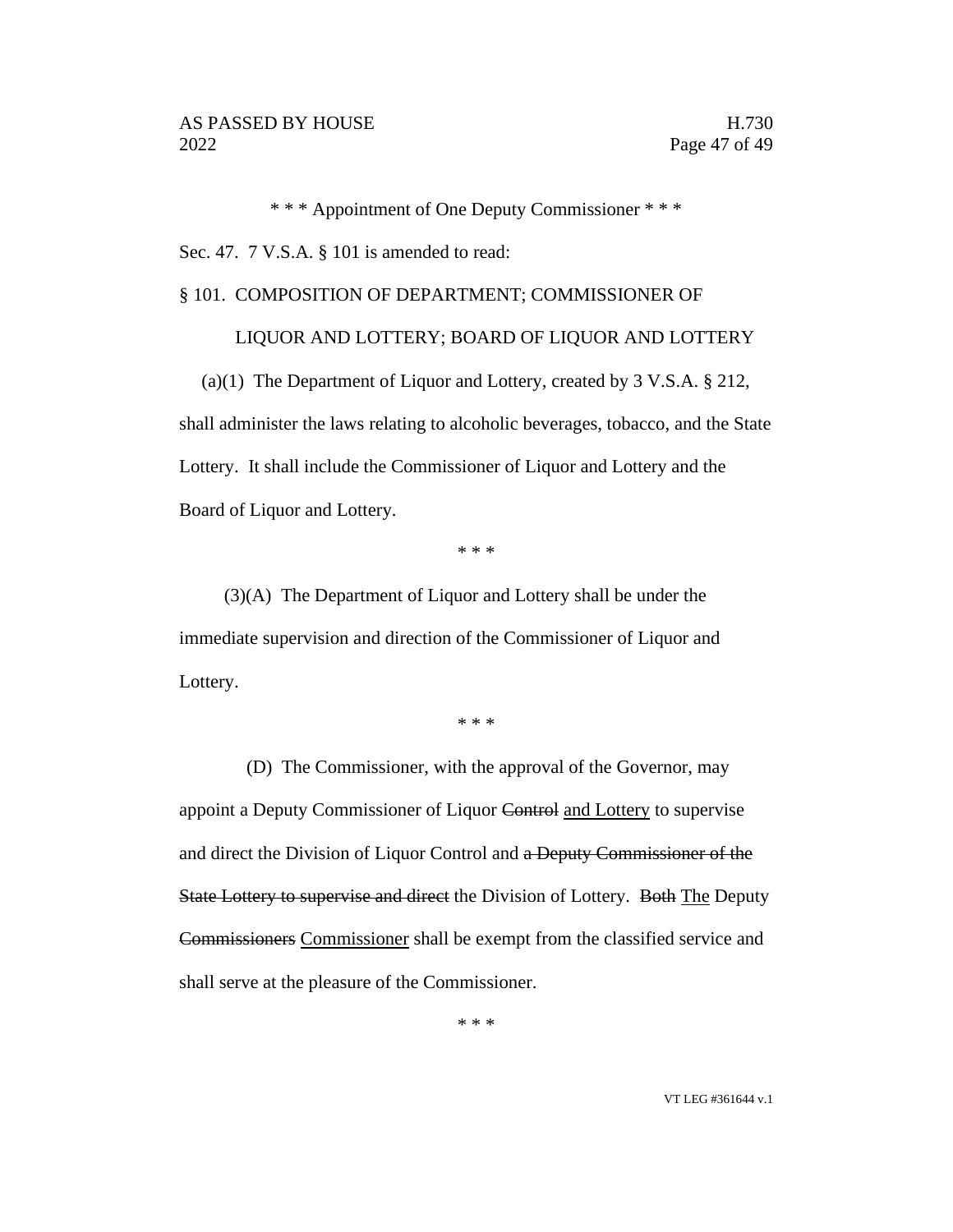\* \* \* Appointment of One Deputy Commissioner \* \* \*

Sec. 47. 7 V.S.A. § 101 is amended to read:

§ 101. COMPOSITION OF DEPARTMENT; COMMISSIONER OF LIQUOR AND LOTTERY; BOARD OF LIQUOR AND LOTTERY

(a)(1) The Department of Liquor and Lottery, created by 3 V.S.A. § 212, shall administer the laws relating to alcoholic beverages, tobacco, and the State Lottery. It shall include the Commissioner of Liquor and Lottery and the Board of Liquor and Lottery.

\* \* \*

(3)(A) The Department of Liquor and Lottery shall be under the immediate supervision and direction of the Commissioner of Liquor and Lottery.

\* \* \*

(D) The Commissioner, with the approval of the Governor, may appoint a Deputy Commissioner of Liquor ~~Control~~ <u>and Lottery</u> to supervise and direct the Division of Liquor Control and ~~a Deputy Commissioner of the State Lottery to supervise and direct~~ the Division of Lottery. ~~Both~~ <u>The</u> Deputy ~~Commissioners~~ <u>Commissioner</u> shall be exempt from the classified service and shall serve at the pleasure of the Commissioner.

\* \* \*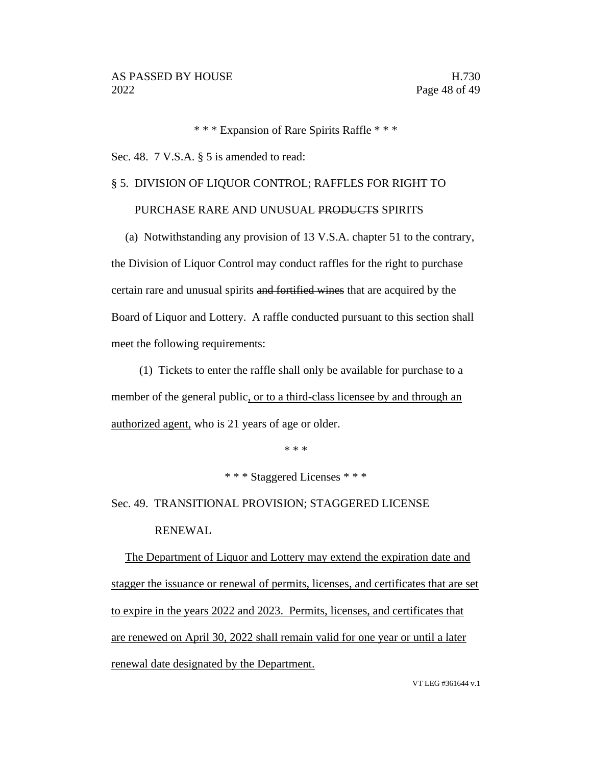\* \* \* Expansion of Rare Spirits Raffle \* \* \*

Sec. 48. 7 V.S.A. § 5 is amended to read:

§ 5. DIVISION OF LIQUOR CONTROL; RAFFLES FOR RIGHT TO PURCHASE RARE AND UNUSUAL ~~PRODUCTS~~ SPIRITS

(a) Notwithstanding any provision of 13 V.S.A. chapter 51 to the contrary, the Division of Liquor Control may conduct raffles for the right to purchase certain rare and unusual spirits ~~and fortified wines~~ that are acquired by the Board of Liquor and Lottery. A raffle conducted pursuant to this section shall meet the following requirements:

(1) Tickets to enter the raffle shall only be available for purchase to a member of the general public, or to a third-class licensee by and through an authorized agent, who is 21 years of age or older.

\* \* \*

\* \* \* Staggered Licenses \* \* \*

Sec. 49. TRANSITIONAL PROVISION; STAGGERED LICENSE RENEWAL

The Department of Liquor and Lottery may extend the expiration date and stagger the issuance or renewal of permits, licenses, and certificates that are set to expire in the years 2022 and 2023. Permits, licenses, and certificates that are renewed on April 30, 2022 shall remain valid for one year or until a later renewal date designated by the Department.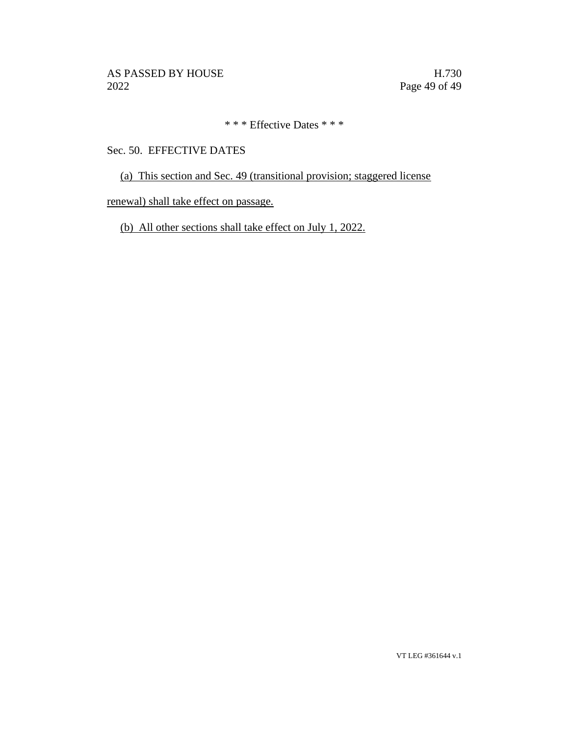\* \* \* Effective Dates \* \* \*

Sec. 50. EFFECTIVE DATES

(a) This section and Sec. 49 (transitional provision; staggered license renewal) shall take effect on passage.

(b) All other sections shall take effect on July 1, 2022.